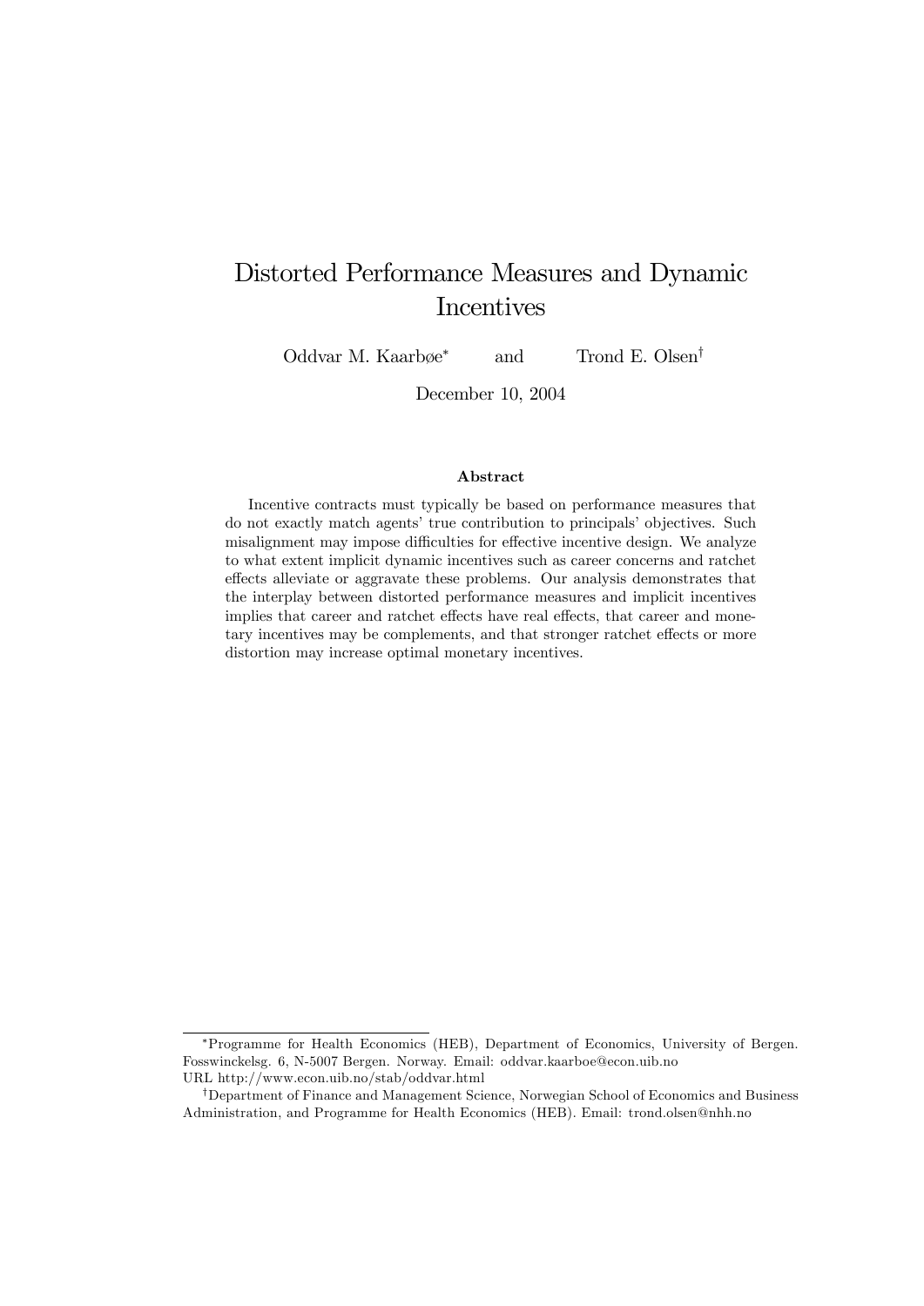# Distorted Performance Measures and Dynamic Incentives

Oddvar M. Kaarbøe* and Trond E. Olsen†

December 10, 2004

### Abstract

Incentive contracts must typically be based on performance measures that do not exactly match agents' true contribution to principals' objectives. Such misalignment may impose difficulties for effective incentive design. We analyze to what extent implicit dynamic incentives such as career concerns and ratchet effects alleviate or aggravate these problems. Our analysis demonstrates that the interplay between distorted performance measures and implicit incentives implies that career and ratchet effects have real effects, that career and monetary incentives may be complements, and that stronger ratchet effects or more distortion may increase optimal monetary incentives.

---

*Programme for Health Economics (HEB), Department of Economics, University of Bergen. Fosswinckelsg. 6, N-5007 Bergen. Norway. Email: oddvar.kaarboe@econ.uib.no
URL http://www.econ.uib.no/stab/oddvar.html

†Department of Finance and Management Science, Norwegian School of Economics and Business Administration, and Programme for Health Economics (HEB). Email: trond.olsen@nhh.no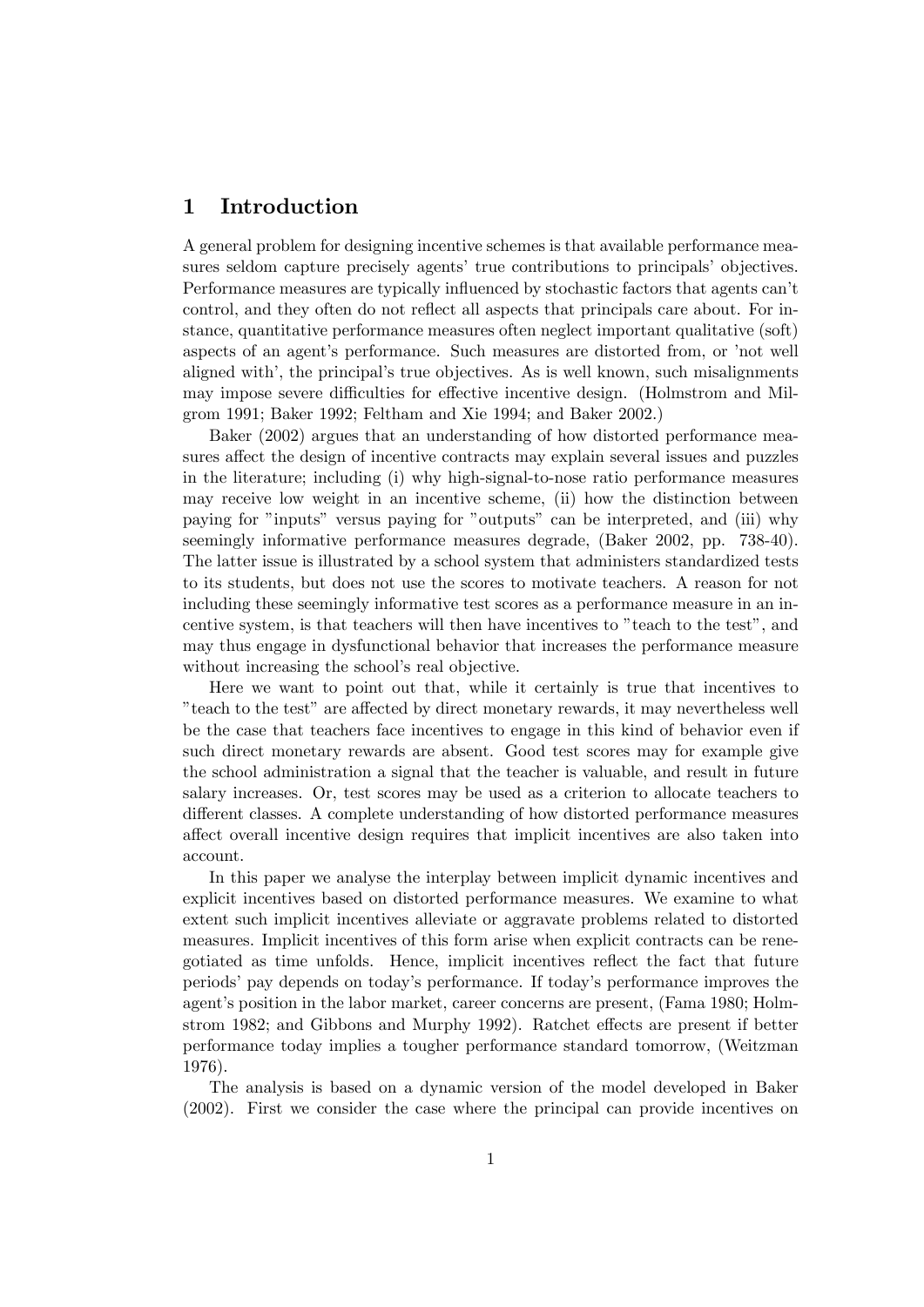# 1 Introduction

A general problem for designing incentive schemes is that available performance measures seldom capture precisely agents' true contributions to principals' objectives. Performance measures are typically influenced by stochastic factors that agents can't control, and they often do not reflect all aspects that principals care about. For instance, quantitative performance measures often neglect important qualitative (soft) aspects of an agent's performance. Such measures are distorted from, or 'not well aligned with', the principal's true objectives. As is well known, such misalignments may impose severe difficulties for effective incentive design. (Holmstrom and Milgrom 1991; Baker 1992; Feltham and Xie 1994; and Baker 2002.)

Baker (2002) argues that an understanding of how distorted performance measures affect the design of incentive contracts may explain several issues and puzzles in the literature; including (i) why high-signal-to-nose ratio performance measures may receive low weight in an incentive scheme, (ii) how the distinction between paying for "inputs" versus paying for "outputs" can be interpreted, and (iii) why seemingly informative performance measures degrade, (Baker 2002, pp. 738-40). The latter issue is illustrated by a school system that administers standardized tests to its students, but does not use the scores to motivate teachers. A reason for not including these seemingly informative test scores as a performance measure in an incentive system, is that teachers will then have incentives to "teach to the test", and may thus engage in dysfunctional behavior that increases the performance measure without increasing the school's real objective.

Here we want to point out that, while it certainly is true that incentives to "teach to the test" are affected by direct monetary rewards, it may nevertheless well be the case that teachers face incentives to engage in this kind of behavior even if such direct monetary rewards are absent. Good test scores may for example give the school administration a signal that the teacher is valuable, and result in future salary increases. Or, test scores may be used as a criterion to allocate teachers to different classes. A complete understanding of how distorted performance measures affect overall incentive design requires that implicit incentives are also taken into account.

In this paper we analyse the interplay between implicit dynamic incentives and explicit incentives based on distorted performance measures. We examine to what extent such implicit incentives alleviate or aggravate problems related to distorted measures. Implicit incentives of this form arise when explicit contracts can be renegotiated as time unfolds. Hence, implicit incentives reflect the fact that future periods' pay depends on today's performance. If today's performance improves the agent's position in the labor market, career concerns are present, (Fama 1980; Holmstrom 1982; and Gibbons and Murphy 1992). Ratchet effects are present if better performance today implies a tougher performance standard tomorrow, (Weitzman 1976).

The analysis is based on a dynamic version of the model developed in Baker (2002). First we consider the case where the principal can provide incentives on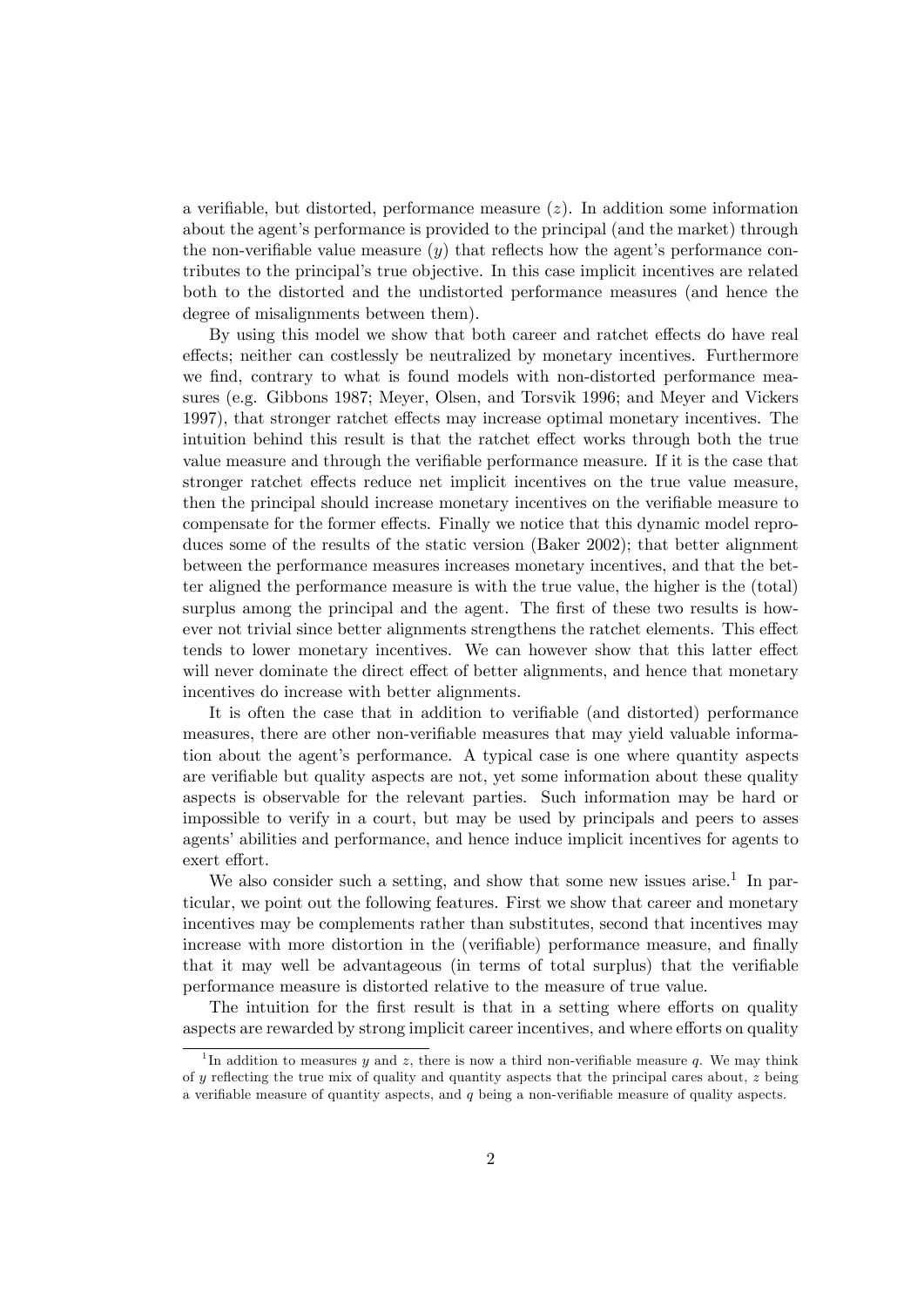a verifiable, but distorted, performance measure ($z$). In addition some information about the agent's performance is provided to the principal (and the market) through the non-verifiable value measure ($y$) that reflects how the agent's performance contributes to the principal's true objective. In this case implicit incentives are related both to the distorted and the undistorted performance measures (and hence the degree of misalignments between them).

By using this model we show that both career and ratchet effects do have real effects; neither can costlessly be neutralized by monetary incentives. Furthermore we find, contrary to what is found models with non-distorted performance measures (e.g. Gibbons 1987; Meyer, Olsen, and Torsvik 1996; and Meyer and Vickers 1997), that stronger ratchet effects may increase optimal monetary incentives. The intuition behind this result is that the ratchet effect works through both the true value measure and through the verifiable performance measure. If it is the case that stronger ratchet effects reduce net implicit incentives on the true value measure, then the principal should increase monetary incentives on the verifiable measure to compensate for the former effects. Finally we notice that this dynamic model reproduces some of the results of the static version (Baker 2002); that better alignment between the performance measures increases monetary incentives, and that the better aligned the performance measure is with the true value, the higher is the (total) surplus among the principal and the agent. The first of these two results is however not trivial since better alignments strengthens the ratchet elements. This effect tends to lower monetary incentives. We can however show that this latter effect will never dominate the direct effect of better alignments, and hence that monetary incentives do increase with better alignments.

It is often the case that in addition to verifiable (and distorted) performance measures, there are other non-verifiable measures that may yield valuable information about the agent's performance. A typical case is one where quantity aspects are verifiable but quality aspects are not, yet some information about these quality aspects is observable for the relevant parties. Such information may be hard or impossible to verify in a court, but may be used by principals and peers to asses agents' abilities and performance, and hence induce implicit incentives for agents to exert effort.

We also consider such a setting, and show that some new issues arise.[1] In particular, we point out the following features. First we show that career and monetary incentives may be complements rather than substitutes, second that incentives may increase with more distortion in the (verifiable) performance measure, and finally that it may well be advantageous (in terms of total surplus) that the verifiable performance measure is distorted relative to the measure of true value.

The intuition for the first result is that in a setting where efforts on quality aspects are rewarded by strong implicit career incentives, and where efforts on quality

[1] In addition to measures $y$ and $z$, there is now a third non-verifiable measure $q$. We may think of $y$ reflecting the true mix of quality and quantity aspects that the principal cares about, $z$ being a verifiable measure of quantity aspects, and $q$ being a non-verifiable measure of quality aspects.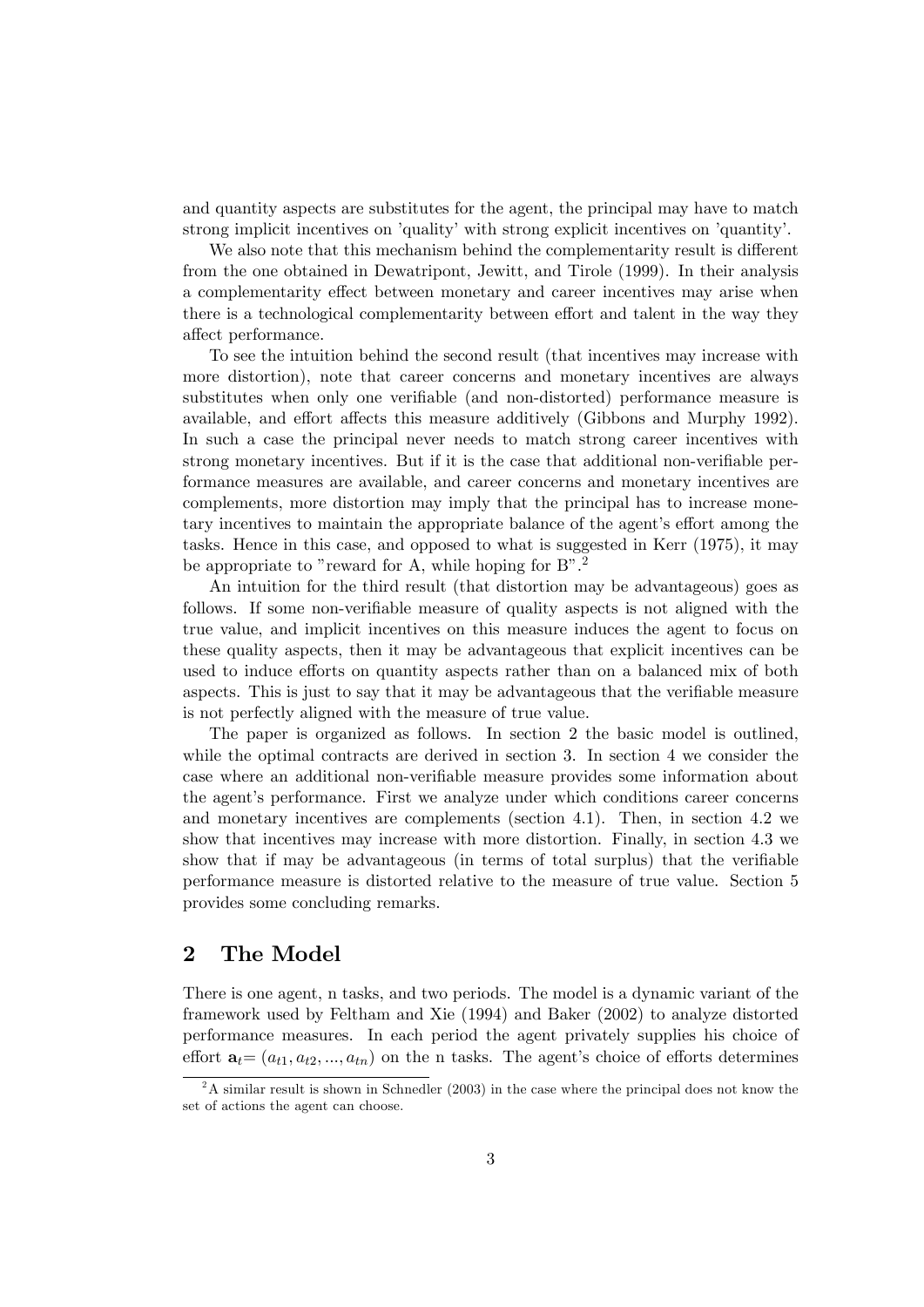and quantity aspects are substitutes for the agent, the principal may have to match strong implicit incentives on 'quality' with strong explicit incentives on 'quantity'.

We also note that this mechanism behind the complementarity result is different from the one obtained in Dewatripont, Jewitt, and Tirole (1999). In their analysis a complementarity effect between monetary and career incentives may arise when there is a technological complementarity between effort and talent in the way they affect performance.

To see the intuition behind the second result (that incentives may increase with more distortion), note that career concerns and monetary incentives are always substitutes when only one verifiable (and non-distorted) performance measure is available, and effort affects this measure additively (Gibbons and Murphy 1992). In such a case the principal never needs to match strong career incentives with strong monetary incentives. But if it is the case that additional non-verifiable performance measures are available, and career concerns and monetary incentives are complements, more distortion may imply that the principal has to increase monetary incentives to maintain the appropriate balance of the agent's effort among the tasks. Hence in this case, and opposed to what is suggested in Kerr (1975), it may be appropriate to "reward for A, while hoping for B".[2]

An intuition for the third result (that distortion may be advantageous) goes as follows. If some non-verifiable measure of quality aspects is not aligned with the true value, and implicit incentives on this measure induces the agent to focus on these quality aspects, then it may be advantageous that explicit incentives can be used to induce efforts on quantity aspects rather than on a balanced mix of both aspects. This is just to say that it may be advantageous that the verifiable measure is not perfectly aligned with the measure of true value.

The paper is organized as follows. In section 2 the basic model is outlined, while the optimal contracts are derived in section 3. In section 4 we consider the case where an additional non-verifiable measure provides some information about the agent's performance. First we analyze under which conditions career concerns and monetary incentives are complements (section 4.1). Then, in section 4.2 we show that incentives may increase with more distortion. Finally, in section 4.3 we show that if may be advantageous (in terms of total surplus) that the verifiable performance measure is distorted relative to the measure of true value. Section 5 provides some concluding remarks.

## 2 The Model

There is one agent, n tasks, and two periods. The model is a dynamic variant of the framework used by Feltham and Xie (1994) and Baker (2002) to analyze distorted performance measures. In each period the agent privately supplies his choice of effort $\mathbf{a}_t = (a_{t1}, a_{t2}, ..., a_{tn})$ on the n tasks. The agent's choice of efforts determines

[2] A similar result is shown in Schnedler (2003) in the case where the principal does not know the set of actions the agent can choose.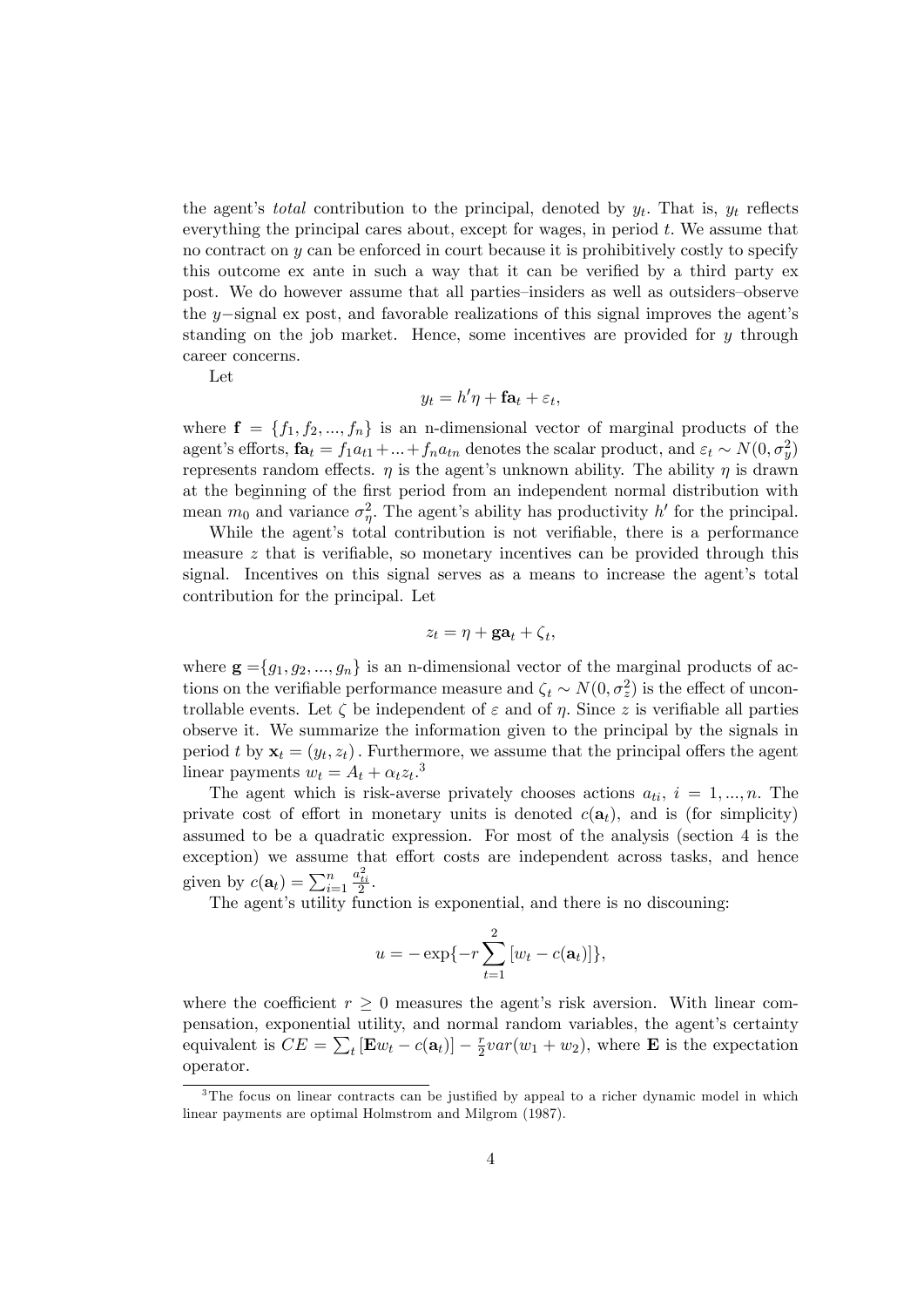the agent's *total* contribution to the principal, denoted by $y_t$. That is, $y_t$ reflects everything the principal cares about, except for wages, in period $t$. We assume that no contract on $y$ can be enforced in court because it is prohibitively costly to specify this outcome ex ante in such a way that it can be verified by a third party ex post. We do however assume that all parties–insiders as well as outsiders–observe the $y-$signal ex post, and favorable realizations of this signal improves the agent's standing on the job market. Hence, some incentives are provided for $y$ through career concerns.

Let

$$y_t = h'\eta + \mathbf{fa}_t + \varepsilon_t,$$

where $\mathbf{f} = \{f_1, f_2, ..., f_n\}$ is an n-dimensional vector of marginal products of the agent's efforts, $\mathbf{fa}_t = f_1 a_{t1} + ... + f_n a_{tn}$ denotes the scalar product, and $\varepsilon_t \sim N(0, \sigma_y^2)$ represents random effects. $\eta$ is the agent's unknown ability. The ability $\eta$ is drawn at the beginning of the first period from an independent normal distribution with mean $m_0$ and variance $\sigma_\eta^2$. The agent's ability has productivity $h'$ for the principal.

While the agent's total contribution is not verifiable, there is a performance measure $z$ that is verifiable, so monetary incentives can be provided through this signal. Incentives on this signal serves as a means to increase the agent's total contribution for the principal. Let

$$z_t = \eta + \mathbf{ga}_t + \zeta_t,$$

where $\mathbf{g} = \{g_1, g_2, ..., g_n\}$ is an n-dimensional vector of the marginal products of actions on the verifiable performance measure and $\zeta_t \sim N(0, \sigma_z^2)$ is the effect of uncontrollable events. Let $\zeta$ be independent of $\varepsilon$ and of $\eta$. Since $z$ is verifiable all parties observe it. We summarize the information given to the principal by the signals in period $t$ by $\mathbf{x}_t = (y_t, z_t)$. Furthermore, we assume that the principal offers the agent linear payments $w_t = A_t + \alpha_t z_t$.[3]

The agent which is risk-averse privately chooses actions $a_{ti}$, $i = 1, ..., n$. The private cost of effort in monetary units is denoted $c(\mathbf{a}_t)$, and is (for simplicity) assumed to be a quadratic expression. For most of the analysis (section 4 is the exception) we assume that effort costs are independent across tasks, and hence given by $c(\mathbf{a}_t) = \sum_{i=1}^n \frac{a_{ti}^2}{2}$.

The agent's utility function is exponential, and there is no discouning:

$$u = -\exp\{-r \sum_{t=1}^{2} [w_t - c(\mathbf{a}_t)]\},$$

where the coefficient $r \geq 0$ measures the agent's risk aversion. With linear compensation, exponential utility, and normal random variables, the agent's certainty equivalent is $CE = \sum_t [\mathbf{E}w_t - c(\mathbf{a}_t)] - \frac{r}{2} var(w_1 + w_2)$, where $\mathbf{E}$ is the expectation operator.

[3] The focus on linear contracts can be justified by appeal to a richer dynamic model in which linear payments are optimal Holmstrom and Milgrom (1987).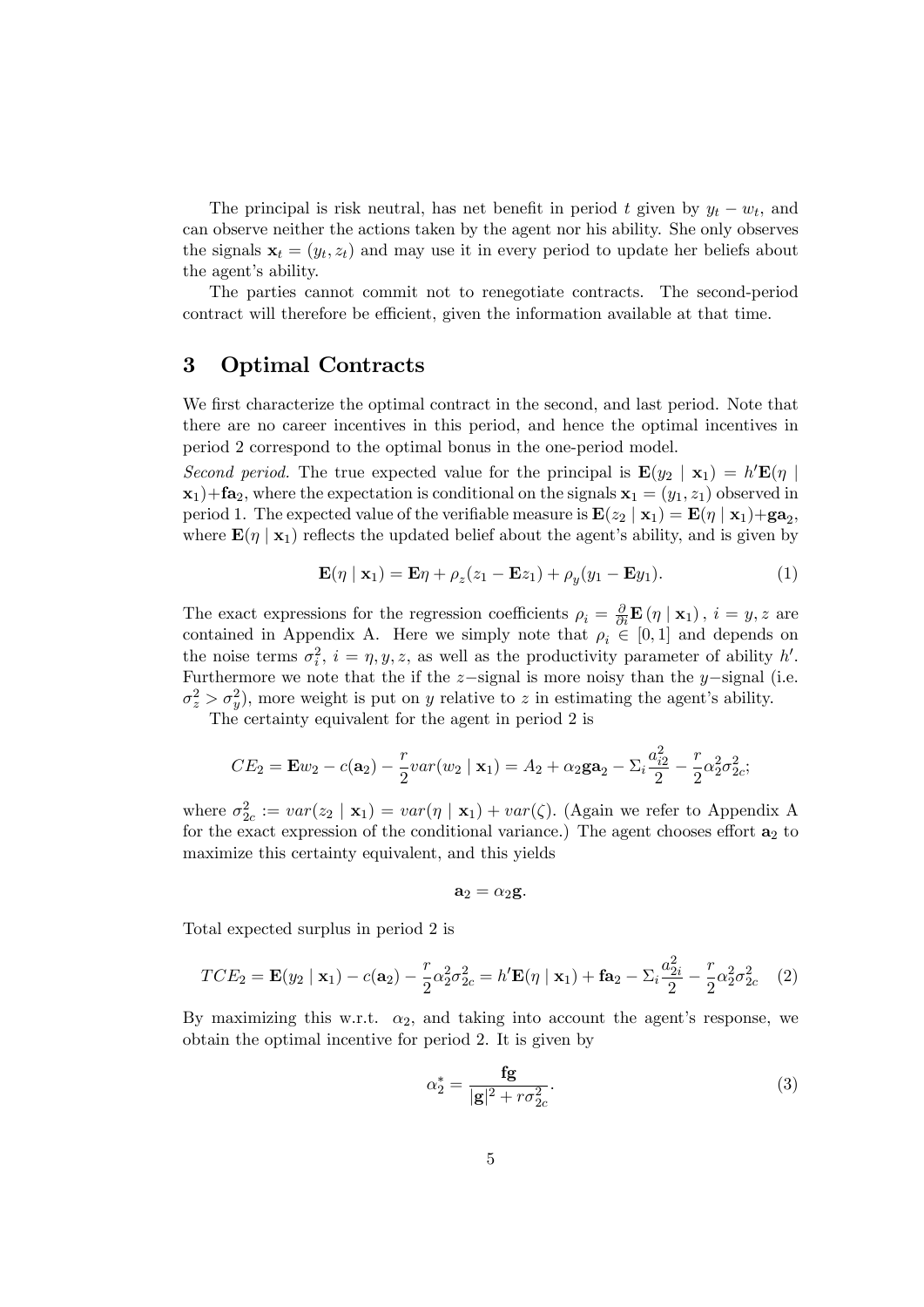The principal is risk neutral, has net benefit in period $t$ given by $y_t - w_t$, and can observe neither the actions taken by the agent nor his ability. She only observes the signals $\mathbf{x}_t = (y_t, z_t)$ and may use it in every period to update her beliefs about the agent's ability.

The parties cannot commit not to renegotiate contracts. The second-period contract will therefore be efficient, given the information available at that time.

## 3 Optimal Contracts

We first characterize the optimal contract in the second, and last period. Note that there are no career incentives in this period, and hence the optimal incentives in period 2 correspond to the optimal bonus in the one-period model.

*Second period.* The true expected value for the principal is $\mathbf{E}(y_2 \mid \mathbf{x}_1) = h'\mathbf{E}(\eta \mid \mathbf{x}_1) + \mathbf{fa_2}$, where the expectation is conditional on the signals $\mathbf{x}_1 = (y_1, z_1)$ observed in period 1. The expected value of the verifiable measure is $\mathbf{E}(z_2 \mid \mathbf{x}_1) = \mathbf{E}(\eta \mid \mathbf{x}_1) + \mathbf{g}\mathbf{a}_2$, where $\mathbf{E}(\eta \mid \mathbf{x}_1)$ reflects the updated belief about the agent's ability, and is given by

$$\mathbf{E}(\eta \mid \mathbf{x}_1) = \mathbf{E}\eta + \rho_z(z_1 - \mathbf{E}z_1) + \rho_y(y_1 - \mathbf{E}y_1). \tag{1}$$

The exact expressions for the regression coefficients $\rho_i = \frac{\partial}{\partial i}\mathbf{E}(\eta \mid \mathbf{x}_1)$, $i = y, z$ are contained in Appendix A. Here we simply note that $\rho_i \in [0, 1]$ and depends on the noise terms $\sigma_i^2$, $i = \eta, y, z$, as well as the productivity parameter of ability $h'$. Furthermore we note that the if the $z-$signal is more noisy than the $y-$signal (i.e. $\sigma_z^2 > \sigma_y^2$), more weight is put on $y$ relative to $z$ in estimating the agent's ability.

The certainty equivalent for the agent in period 2 is

$$CE_2 = \mathbf{E}w_2 - c(\mathbf{a}_2) - \frac{r}{2}var(w_2 \mid \mathbf{x}_1) = A_2 + \alpha_2 \mathbf{g}\mathbf{a}_2 - \Sigma_i \frac{a_{i2}^2}{2} - \frac{r}{2}\alpha_2^2\sigma_{2c}^2;$$

where $\sigma_{2c}^2 := var(z_2 \mid \mathbf{x}_1) = var(\eta \mid \mathbf{x}_1) + var(\zeta)$. (Again we refer to Appendix A for the exact expression of the conditional variance.) The agent chooses effort $\mathbf{a}_2$ to maximize this certainty equivalent, and this yields

$$\mathbf{a}_2 = \alpha_2 \mathbf{g}.$$

Total expected surplus in period 2 is

$$TCE_2 = \mathbf{E}(y_2 \mid \mathbf{x}_1) - c(\mathbf{a}_2) - \frac{r}{2}\alpha_2^2\sigma_{2c}^2 = h'\mathbf{E}(\eta \mid \mathbf{x}_1) + \mathbf{fa}_2 - \Sigma_i \frac{a_{2i}^2}{2} - \frac{r}{2}\alpha_2^2\sigma_{2c}^2 \tag{2}$$

By maximizing this w.r.t. $\alpha_2$, and taking into account the agent's response, we obtain the optimal incentive for period 2. It is given by

$$\alpha_2^* = \frac{\mathbf{fg}}{|\mathbf{g}|^2 + r\sigma_{2c}^2}. \tag{3}$$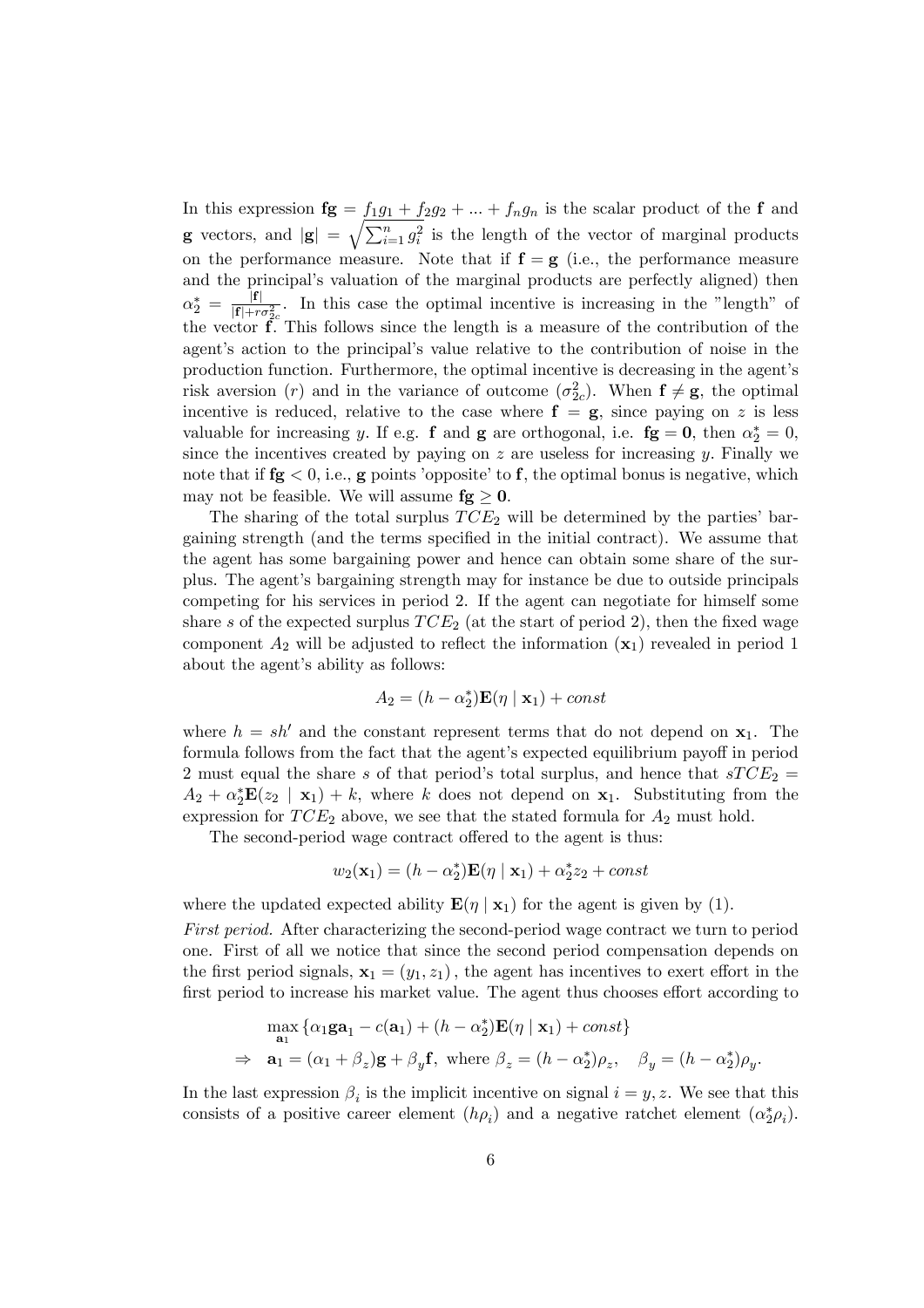In this expression $\mathbf{fg} = f_1 g_1 + f_2 g_2 + ... + f_n g_n$ is the scalar product of the $\mathbf{f}$ and $\mathbf{g}$ vectors, and $|\mathbf{g}| = \sqrt{\sum_{i=1}^{n} g_i^2}$ is the length of the vector of marginal products on the performance measure. Note that if $\mathbf{f} = \mathbf{g}$ (i.e., the performance measure and the principal's valuation of the marginal products are perfectly aligned) then $\alpha_2^* = \frac{|\mathbf{f}|}{|\mathbf{f}| + r\sigma_{2c}^2}$. In this case the optimal incentive is increasing in the "length" of the vector $\mathbf{f}$. This follows since the length is a measure of the contribution of the agent's action to the principal's value relative to the contribution of noise in the production function. Furthermore, the optimal incentive is decreasing in the agent's risk aversion ($r$) and in the variance of outcome ($\sigma_{2c}^2$). When $\mathbf{f} \neq \mathbf{g}$, the optimal incentive is reduced, relative to the case where $\mathbf{f} = \mathbf{g}$, since paying on $z$ is less valuable for increasing $y$. If e.g. $\mathbf{f}$ and $\mathbf{g}$ are orthogonal, i.e. $\mathbf{fg} = \mathbf{0}$, then $\alpha_2^* = 0$, since the incentives created by paying on $z$ are useless for increasing $y$. Finally we note that if $\mathbf{fg} < 0$, i.e., $\mathbf{g}$ points 'opposite' to $\mathbf{f}$, the optimal bonus is negative, which may not be feasible. We will assume $\mathbf{fg} \geq \mathbf{0}$.

The sharing of the total surplus $TCE_2$ will be determined by the parties' bargaining strength (and the terms specified in the initial contract). We assume that the agent has some bargaining power and hence can obtain some share of the surplus. The agent's bargaining strength may for instance be due to outside principals competing for his services in period 2. If the agent can negotiate for himself some share $s$ of the expected surplus $TCE_2$ (at the start of period 2), then the fixed wage component $A_2$ will be adjusted to reflect the information ($\mathbf{x}_1$) revealed in period 1 about the agent's ability as follows:

$$A_2 = (h - \alpha_2^*)\mathbf{E}(\eta \mid \mathbf{x}_1) + const$$

where $h = sh'$ and the constant represent terms that do not depend on $\mathbf{x}_1$. The formula follows from the fact that the agent's expected equilibrium payoff in period 2 must equal the share $s$ of that period's total surplus, and hence that $sTCE_2 = A_2 + \alpha_2^* \mathbf{E}(z_2 \mid \mathbf{x}_1) + k$, where $k$ does not depend on $\mathbf{x}_1$. Substituting from the expression for $TCE_2$ above, we see that the stated formula for $A_2$ must hold.

The second-period wage contract offered to the agent is thus:

$$w_2(\mathbf{x}_1) = (h - \alpha_2^*)\mathbf{E}(\eta \mid \mathbf{x}_1) + \alpha_2^* z_2 + const$$

where the updated expected ability $\mathbf{E}(\eta \mid \mathbf{x}_1)$ for the agent is given by (1).

*First period.* After characterizing the second-period wage contract we turn to period one. First of all we notice that since the second period compensation depends on the first period signals, $\mathbf{x}_1 = (y_1, z_1)$, the agent has incentives to exert effort in the first period to increase his market value. The agent thus chooses effort according to

$$\max_{\mathbf{a}_1} \{\alpha_1 \mathbf{g} \mathbf{a}_1 - c(\mathbf{a}_1) + (h - \alpha_2^*)\mathbf{E}(\eta \mid \mathbf{x}_1) + const\}$$

$$\Rightarrow \quad \mathbf{a}_1 = (\alpha_1 + \beta_z)\mathbf{g} + \beta_y \mathbf{f}, \text{ where } \beta_z = (h - \alpha_2^*)\rho_z, \quad \beta_y = (h - \alpha_2^*)\rho_y.$$

In the last expression $\beta_i$ is the implicit incentive on signal $i = y, z$. We see that this consists of a positive career element ($h\rho_i$) and a negative ratchet element ($\alpha_2^* \rho_i$).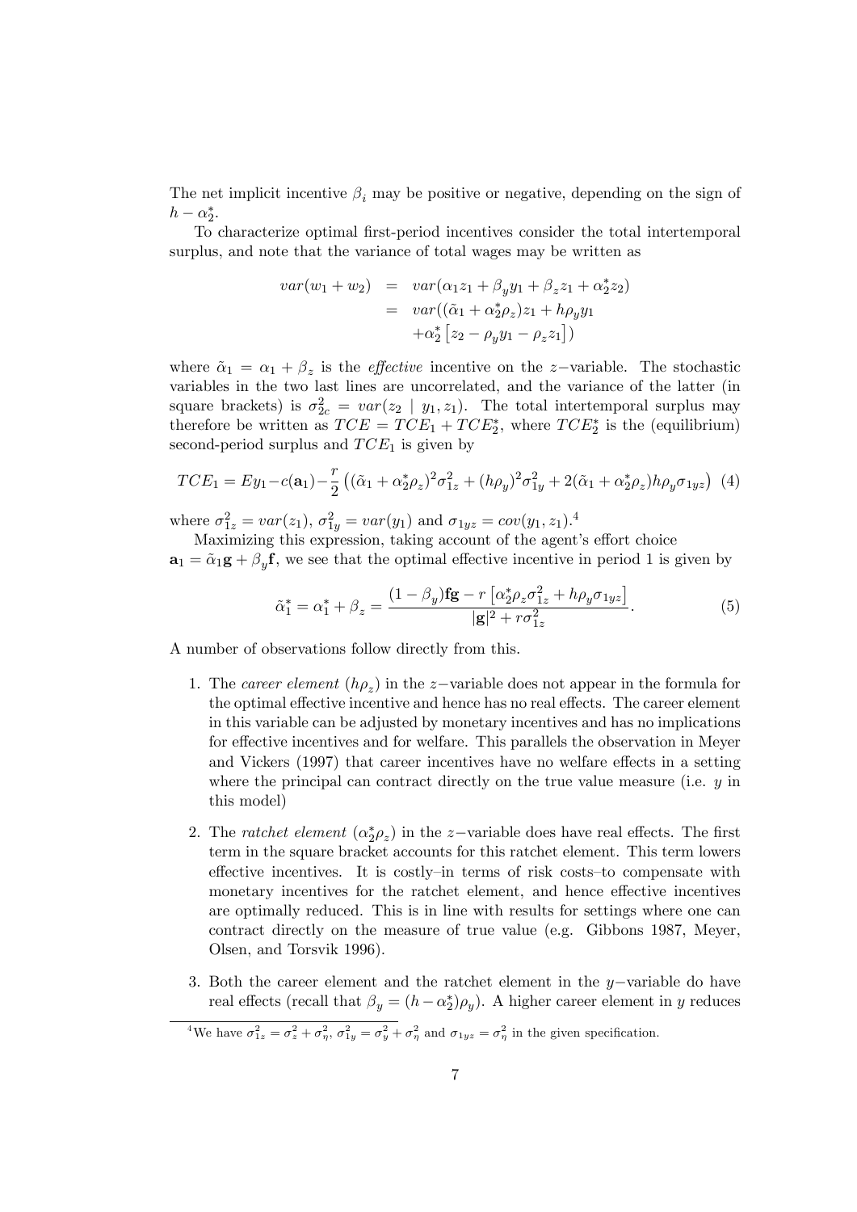The net implicit incentive $\beta_i$ may be positive or negative, depending on the sign of $h - \alpha_2^*$.

To characterize optimal first-period incentives consider the total intertemporal surplus, and note that the variance of total wages may be written as

$$
\begin{aligned}
var(w_1 + w_2) &= var(\alpha_1 z_1 + \beta_y y_1 + \beta_z z_1 + \alpha_2^* z_2) \\
&= var((\tilde{\alpha}_1 + \alpha_2^* \rho_z) z_1 + h\rho_y y_1 \\
&\quad + \alpha_2^* \left[ z_2 - \rho_y y_1 - \rho_z z_1 \right])
\end{aligned}
$$

where $\tilde{\alpha}_1 = \alpha_1 + \beta_z$ is the *effective* incentive on the $z-$variable. The stochastic variables in the two last lines are uncorrelated, and the variance of the latter (in square brackets) is $\sigma_{2c}^2 = var(z_2 \mid y_1, z_1)$. The total intertemporal surplus may therefore be written as $TCE = TCE_1 + TCE_2^*$, where $TCE_2^*$ is the (equilibrium) second-period surplus and $TCE_1$ is given by

$$
TCE_1 = Ey_1 - c(\mathbf{a}_1) - \frac{r}{2}\left( (\tilde{\alpha}_1 + \alpha_2^* \rho_z)^2 \sigma_{1z}^2 + (h\rho_y)^2 \sigma_{1y}^2 + 2(\tilde{\alpha}_1 + \alpha_2^* \rho_z) h\rho_y \sigma_{1yz} \right) \quad (4)
$$

where $\sigma_{1z}^2 = var(z_1)$, $\sigma_{1y}^2 = var(y_1)$ and $\sigma_{1yz} = cov(y_1, z_1)$.[4]

Maximizing this expression, taking account of the agent's effort choice $\mathbf{a}_1 = \tilde{\alpha}_1 \mathbf{g} + \beta_y \mathbf{f}$, we see that the optimal effective incentive in period 1 is given by

$$
\tilde{\alpha}_1^* = \alpha_1^* + \beta_z = \frac{(1 - \beta_y)\mathbf{fg} - r\left[ \alpha_2^* \rho_z \sigma_{1z}^2 + h\rho_y \sigma_{1yz} \right]}{|\mathbf{g}|^2 + r\sigma_{1z}^2}. \quad (5)
$$

A number of observations follow directly from this.

1. The *career element* $(h\rho_z)$ in the $z-$variable does not appear in the formula for the optimal effective incentive and hence has no real effects. The career element in this variable can be adjusted by monetary incentives and has no implications for effective incentives and for welfare. This parallels the observation in Meyer and Vickers (1997) that career incentives have no welfare effects in a setting where the principal can contract directly on the true value measure (i.e. $y$ in this model)

2. The *ratchet element* $(\alpha_2^* \rho_z)$ in the $z-$variable does have real effects. The first term in the square bracket accounts for this ratchet element. This term lowers effective incentives. It is costly–in terms of risk costs–to compensate with monetary incentives for the ratchet element, and hence effective incentives are optimally reduced. This is in line with results for settings where one can contract directly on the measure of true value (e.g. Gibbons 1987, Meyer, Olsen, and Torsvik 1996).

3. Both the career element and the ratchet element in the $y-$variable do have real effects (recall that $\beta_y = (h - \alpha_2^*)\rho_y$). A higher career element in $y$ reduces

[4] We have $\sigma_{1z}^2 = \sigma_z^2 + \sigma_\eta^2$, $\sigma_{1y}^2 = \sigma_y^2 + \sigma_\eta^2$ and $\sigma_{1yz} = \sigma_\eta^2$ in the given specification.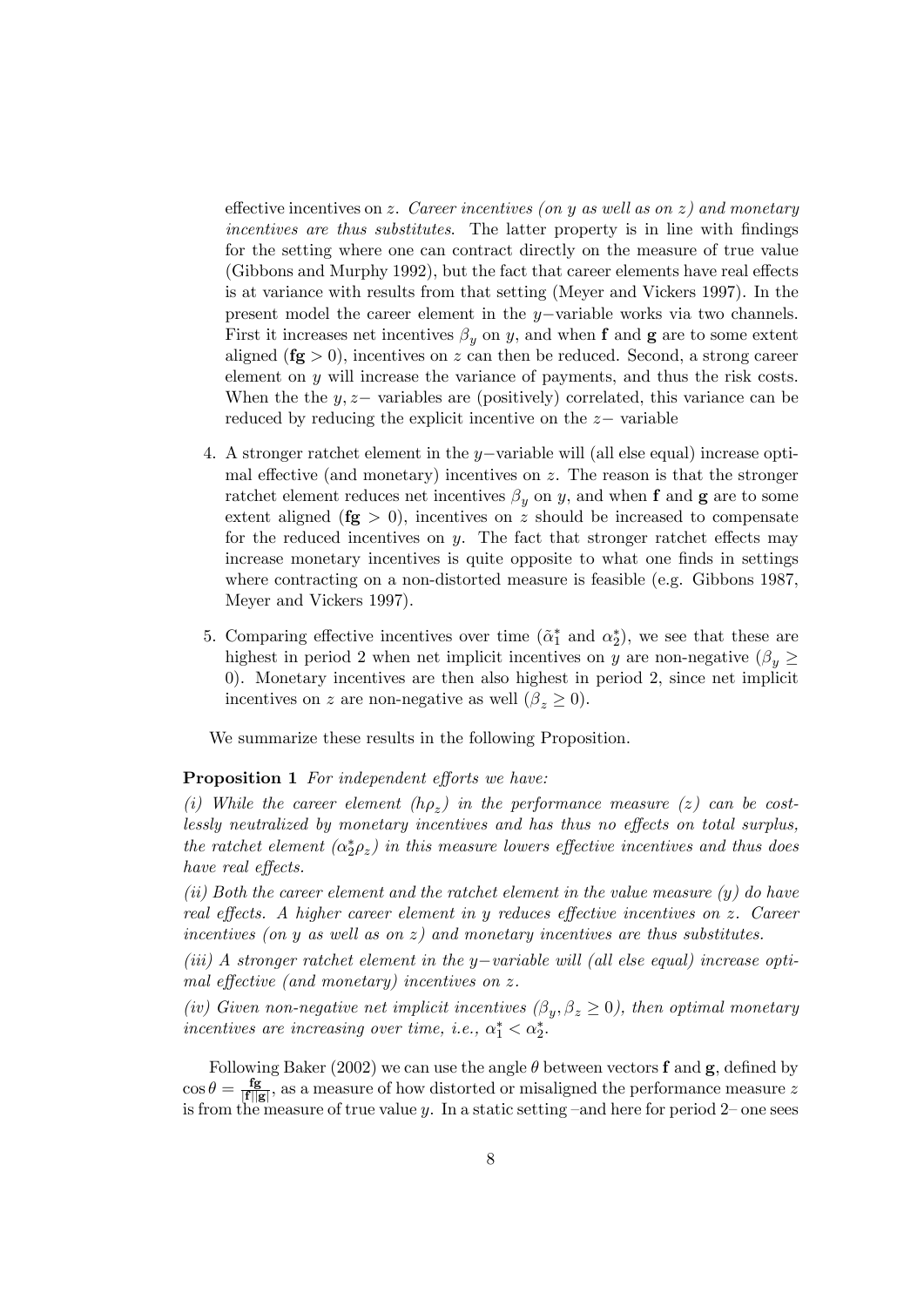effective incentives on $z$. *Career incentives (on $y$ as well as on $z$) and monetary incentives are thus substitutes*. The latter property is in line with findings for the setting where one can contract directly on the measure of true value (Gibbons and Murphy 1992), but the fact that career elements have real effects is at variance with results from that setting (Meyer and Vickers 1997). In the present model the career element in the $y-$variable works via two channels. First it increases net incentives $\beta_y$ on $y$, and when $\mathbf{f}$ and $\mathbf{g}$ are to some extent aligned ($\mathbf{fg} > 0$), incentives on $z$ can then be reduced. Second, a strong career element on $y$ will increase the variance of payments, and thus the risk costs. When the the $y, z-$ variables are (positively) correlated, this variance can be reduced by reducing the explicit incentive on the $z-$ variable

4. A stronger ratchet element in the $y-$variable will (all else equal) increase optimal effective (and monetary) incentives on $z$. The reason is that the stronger ratchet element reduces net incentives $\beta_y$ on $y$, and when $\mathbf{f}$ and $\mathbf{g}$ are to some extent aligned ($\mathbf{fg} > 0$), incentives on $z$ should be increased to compensate for the reduced incentives on $y$. The fact that stronger ratchet effects may increase monetary incentives is quite opposite to what one finds in settings where contracting on a non-distorted measure is feasible (e.g. Gibbons 1987, Meyer and Vickers 1997).

5. Comparing effective incentives over time ($\tilde{\alpha}_1^*$ and $\alpha_2^*$), we see that these are highest in period 2 when net implicit incentives on $y$ are non-negative ($\beta_y \geq 0$). Monetary incentives are then also highest in period 2, since net implicit incentives on $z$ are non-negative as well ($\beta_z \geq 0$).

We summarize these results in the following Proposition.

**Proposition 1** *For independent efforts we have:*

*(i) While the career element ($h\rho_z$) in the performance measure ($z$) can be costlessly neutralized by monetary incentives and has thus no effects on total surplus, the ratchet element ($\alpha_2^*\rho_z$) in this measure lowers effective incentives and thus does have real effects.*

*(ii) Both the career element and the ratchet element in the value measure ($y$) do have real effects. A higher career element in $y$ reduces effective incentives on $z$. Career incentives (on $y$ as well as on $z$) and monetary incentives are thus substitutes.*

*(iii) A stronger ratchet element in the $y-$variable will (all else equal) increase optimal effective (and monetary) incentives on $z$.*

*(iv) Given non-negative net implicit incentives ($\beta_y, \beta_z \geq 0$), then optimal monetary incentives are increasing over time, i.e., $\alpha_1^* < \alpha_2^*$.*

Following Baker (2002) we can use the angle $\theta$ between vectors $\mathbf{f}$ and $\mathbf{g}$, defined by $\cos\theta = \frac{\mathbf{fg}}{|\mathbf{f}||\mathbf{g}|}$, as a measure of how distorted or misaligned the performance measure $z$ is from the measure of true value $y$. In a static setting –and here for period 2– one sees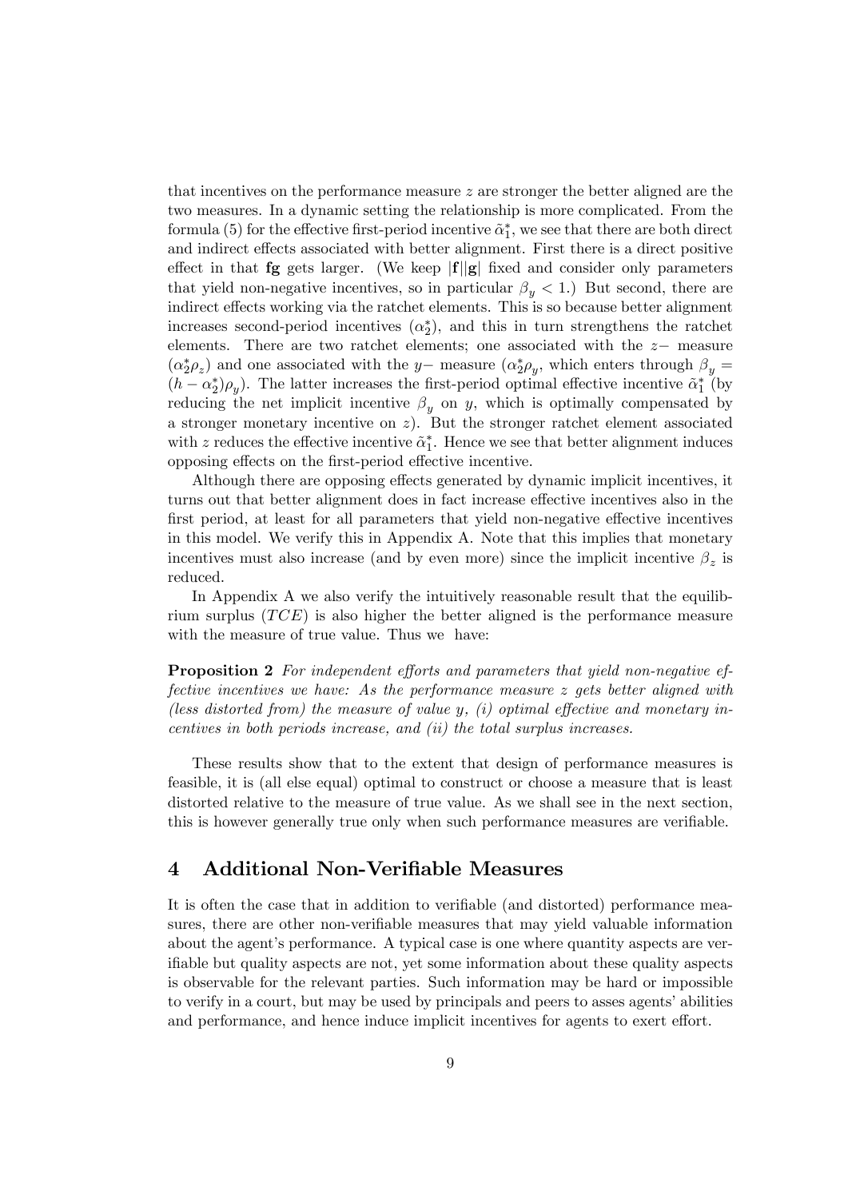that incentives on the performance measure $z$ are stronger the better aligned are the two measures. In a dynamic setting the relationship is more complicated. From the formula (5) for the effective first-period incentive $\tilde{\alpha}_1^*$, we see that there are both direct and indirect effects associated with better alignment. First there is a direct positive effect in that $\mathbf{fg}$ gets larger. (We keep $|\mathbf{f}||\mathbf{g}|$ fixed and consider only parameters that yield non-negative incentives, so in particular $\beta_y < 1$.) But second, there are indirect effects working via the ratchet elements. This is so because better alignment increases second-period incentives ($\alpha_2^*$), and this in turn strengthens the ratchet elements. There are two ratchet elements; one associated with the $z-$ measure ($\alpha_2^* \rho_z$) and one associated with the $y-$ measure ($\alpha_2^* \rho_y$, which enters through $\beta_y = (h - \alpha_2^*)\rho_y$). The latter increases the first-period optimal effective incentive $\tilde{\alpha}_1^*$ (by reducing the net implicit incentive $\beta_y$ on $y$, which is optimally compensated by a stronger monetary incentive on $z$). But the stronger ratchet element associated with $z$ reduces the effective incentive $\tilde{\alpha}_1^*$. Hence we see that better alignment induces opposing effects on the first-period effective incentive.

Although there are opposing effects generated by dynamic implicit incentives, it turns out that better alignment does in fact increase effective incentives also in the first period, at least for all parameters that yield non-negative effective incentives in this model. We verify this in Appendix A. Note that this implies that monetary incentives must also increase (and by even more) since the implicit incentive $\beta_z$ is reduced.

In Appendix A we also verify the intuitively reasonable result that the equilibrium surplus ($TCE$) is also higher the better aligned is the performance measure with the measure of true value. Thus we have:

**Proposition 2** *For independent efforts and parameters that yield non-negative effective incentives we have: As the performance measure $z$ gets better aligned with (less distorted from) the measure of value $y$, (i) optimal effective and monetary incentives in both periods increase, and (ii) the total surplus increases.*

These results show that to the extent that design of performance measures is feasible, it is (all else equal) optimal to construct or choose a measure that is least distorted relative to the measure of true value. As we shall see in the next section, this is however generally true only when such performance measures are verifiable.

## 4 Additional Non-Verifiable Measures

It is often the case that in addition to verifiable (and distorted) performance measures, there are other non-verifiable measures that may yield valuable information about the agent's performance. A typical case is one where quantity aspects are verifiable but quality aspects are not, yet some information about these quality aspects is observable for the relevant parties. Such information may be hard or impossible to verify in a court, but may be used by principals and peers to asses agents' abilities and performance, and hence induce implicit incentives for agents to exert effort.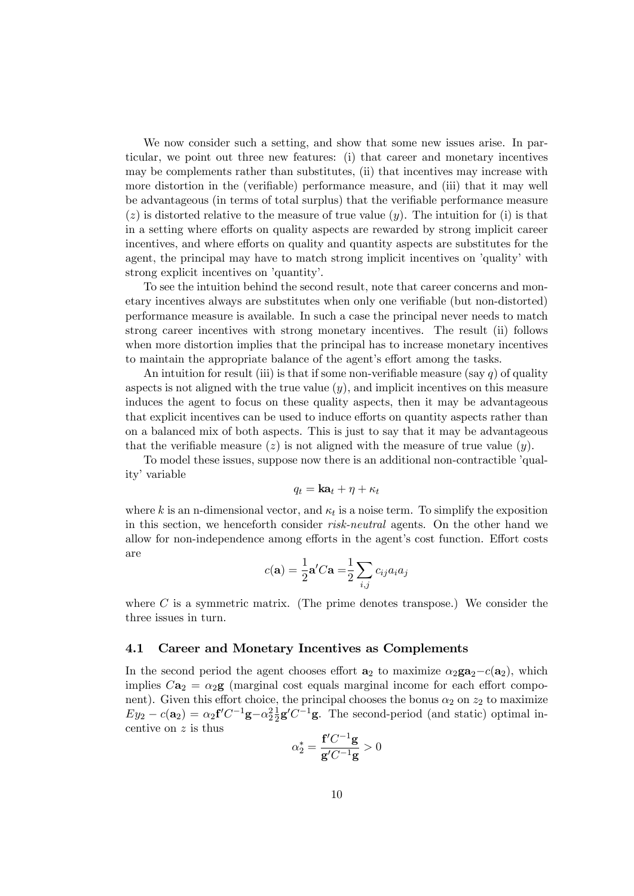We now consider such a setting, and show that some new issues arise. In particular, we point out three new features: (i) that career and monetary incentives may be complements rather than substitutes, (ii) that incentives may increase with more distortion in the (verifiable) performance measure, and (iii) that it may well be advantageous (in terms of total surplus) that the verifiable performance measure ($z$) is distorted relative to the measure of true value ($y$). The intuition for (i) is that in a setting where efforts on quality aspects are rewarded by strong implicit career incentives, and where efforts on quality and quantity aspects are substitutes for the agent, the principal may have to match strong implicit incentives on 'quality' with strong explicit incentives on 'quantity'.

To see the intuition behind the second result, note that career concerns and monetary incentives always are substitutes when only one verifiable (but non-distorted) performance measure is available. In such a case the principal never needs to match strong career incentives with strong monetary incentives. The result (ii) follows when more distortion implies that the principal has to increase monetary incentives to maintain the appropriate balance of the agent's effort among the tasks.

An intuition for result (iii) is that if some non-verifiable measure (say $q$) of quality aspects is not aligned with the true value ($y$), and implicit incentives on this measure induces the agent to focus on these quality aspects, then it may be advantageous that explicit incentives can be used to induce efforts on quantity aspects rather than on a balanced mix of both aspects. This is just to say that it may be advantageous that the verifiable measure ($z$) is not aligned with the measure of true value ($y$).

To model these issues, suppose now there is an additional non-contractible 'quality' variable

$$q_t = \mathbf{k}\mathbf{a}_t + \eta + \kappa_t$$

where $k$ is an n-dimensional vector, and $\kappa_t$ is a noise term. To simplify the exposition in this section, we henceforth consider *risk-neutral* agents. On the other hand we allow for non-independence among efforts in the agent's cost function. Effort costs are

$$c(\mathbf{a}) = \frac{1}{2}\mathbf{a}'C\mathbf{a} = \frac{1}{2}\sum_{i,j} c_{ij}a_i a_j$$

where $C$ is a symmetric matrix. (The prime denotes transpose.) We consider the three issues in turn.

### 4.1 Career and Monetary Incentives as Complements

In the second period the agent chooses effort $\mathbf{a}_2$ to maximize $\alpha_2\mathbf{g}\mathbf{a}_2 - c(\mathbf{a}_2)$, which implies $C\mathbf{a}_2 = \alpha_2\mathbf{g}$ (marginal cost equals marginal income for each effort component). Given this effort choice, the principal chooses the bonus $\alpha_2$ on $z_2$ to maximize $Ey_2 - c(\mathbf{a}_2) = \alpha_2\mathbf{f}'C^{-1}\mathbf{g} - \alpha_2^2\frac{1}{2}\mathbf{g}'C^{-1}\mathbf{g}$. The second-period (and static) optimal incentive on $z$ is thus

$$\alpha_2^* = \frac{\mathbf{f}'C^{-1}\mathbf{g}}{\mathbf{g}'C^{-1}\mathbf{g}} > 0$$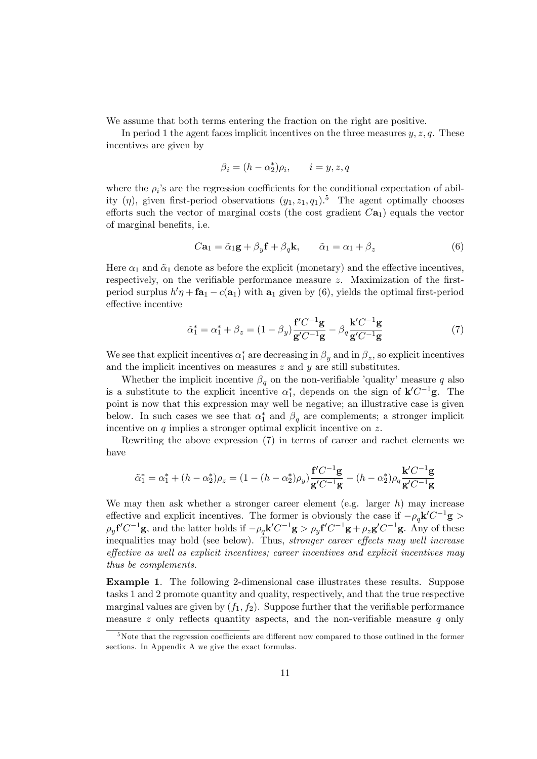We assume that both terms entering the fraction on the right are positive.

In period 1 the agent faces implicit incentives on the three measures $y, z, q$. These incentives are given by

$$\beta_i = (h - \alpha_2^*)\rho_i, \qquad i = y, z, q$$

where the $\rho_i$'s are the regression coefficients for the conditional expectation of ability ($\eta$), given first-period observations $(y_1, z_1, q_1)$.[5] The agent optimally chooses efforts such the vector of marginal costs (the cost gradient $C\mathbf{a}_1$) equals the vector of marginal benefits, i.e.

$$C\mathbf{a}_1 = \tilde{\alpha}_1 \mathbf{g} + \beta_y \mathbf{f} + \beta_q \mathbf{k}, \qquad \tilde{\alpha}_1 = \alpha_1 + \beta_z \tag{6}$$

Here $\alpha_1$ and $\tilde{\alpha}_1$ denote as before the explicit (monetary) and the effective incentives, respectively, on the verifiable performance measure $z$. Maximization of the first-period surplus $h'\eta + \mathbf{f}\mathbf{a}_1 - c(\mathbf{a}_1)$ with $\mathbf{a}_1$ given by (6), yields the optimal first-period effective incentive

$$\tilde{\alpha}_1^* = \alpha_1^* + \beta_z = (1 - \beta_y)\frac{\mathbf{f}'C^{-1}\mathbf{g}}{\mathbf{g}'C^{-1}\mathbf{g}} - \beta_q \frac{\mathbf{k}'C^{-1}\mathbf{g}}{\mathbf{g}'C^{-1}\mathbf{g}} \tag{7}$$

We see that explicit incentives $\alpha_1^*$ are decreasing in $\beta_y$ and in $\beta_z$, so explicit incentives and the implicit incentives on measures $z$ and $y$ are still substitutes.

Whether the implicit incentive $\beta_q$ on the non-verifiable 'quality' measure $q$ also is a substitute to the explicit incentive $\alpha_1^*$, depends on the sign of $\mathbf{k}'C^{-1}\mathbf{g}$. The point is now that this expression may well be negative; an illustrative case is given below. In such cases we see that $\alpha_1^*$ and $\beta_q$ are complements; a stronger implicit incentive on $q$ implies a stronger optimal explicit incentive on $z$.

Rewriting the above expression (7) in terms of career and rachet elements we have

$$\tilde{\alpha}_1^* = \alpha_1^* + (h - \alpha_2^*)\rho_z = (1 - (h - \alpha_2^*)\rho_y)\frac{\mathbf{f}'C^{-1}\mathbf{g}}{\mathbf{g}'C^{-1}\mathbf{g}} - (h - \alpha_2^*)\rho_q \frac{\mathbf{k}'C^{-1}\mathbf{g}}{\mathbf{g}'C^{-1}\mathbf{g}}$$

We may then ask whether a stronger career element (e.g. larger $h$) may increase effective and explicit incentives. The former is obviously the case if $-\rho_q \mathbf{k}'C^{-1}\mathbf{g} > \rho_y \mathbf{f}'C^{-1}\mathbf{g}$, and the latter holds if $-\rho_q \mathbf{k}'C^{-1}\mathbf{g} > \rho_y \mathbf{f}'C^{-1}\mathbf{g} + \rho_z \mathbf{g}'C^{-1}\mathbf{g}$. Any of these inequalities may hold (see below). Thus, *stronger career effects may well increase effective as well as explicit incentives; career incentives and explicit incentives may thus be complements.*

**Example 1**. The following 2-dimensional case illustrates these results. Suppose tasks 1 and 2 promote quantity and quality, respectively, and that the true respective marginal values are given by $(f_1, f_2)$. Suppose further that the verifiable performance measure $z$ only reflects quantity aspects, and the non-verifiable measure $q$ only

[5] Note that the regression coefficients are different now compared to those outlined in the former sections. In Appendix A we give the exact formulas.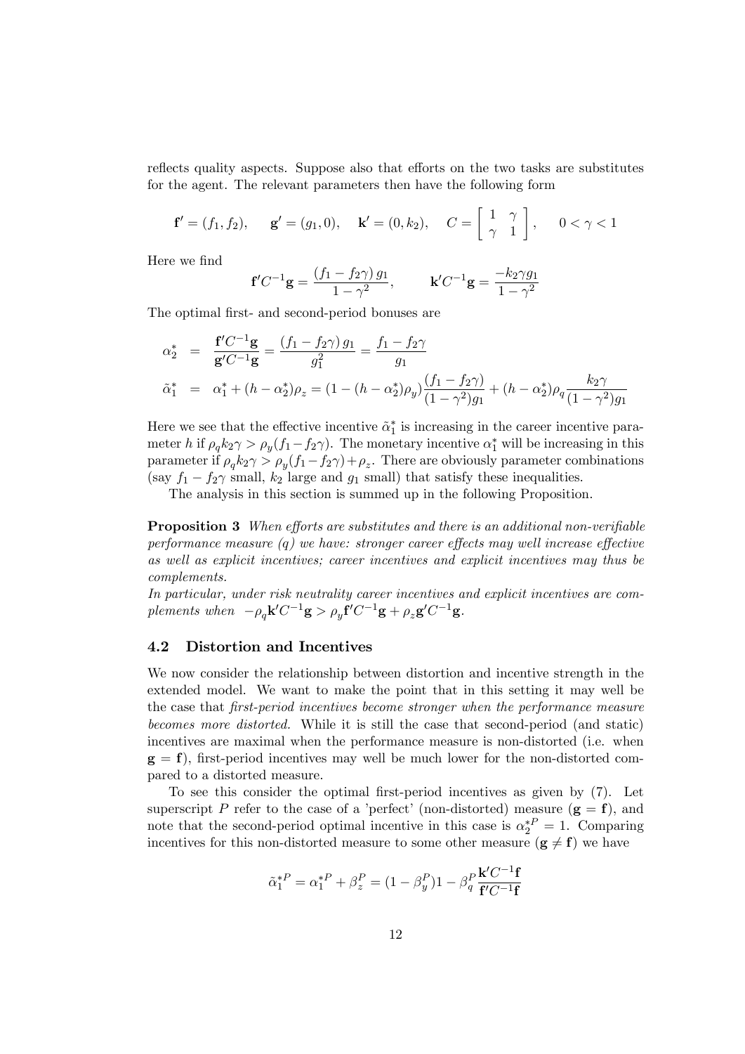reflects quality aspects. Suppose also that efforts on the two tasks are substitutes for the agent. The relevant parameters then have the following form

$$\mathbf{f}' = (f_1, f_2), \qquad \mathbf{g}' = (g_1, 0), \quad \mathbf{k}' = (0, k_2), \quad C = \begin{bmatrix} 1 & \gamma \\ \gamma & 1 \end{bmatrix}, \qquad 0 < \gamma < 1$$

Here we find

$$\mathbf{f}'C^{-1}\mathbf{g} = \frac{(f_1 - f_2\gamma)\, g_1}{1-\gamma^2}, \qquad \mathbf{k}'C^{-1}\mathbf{g} = \frac{-k_2\gamma g_1}{1-\gamma^2}$$

The optimal first- and second-period bonuses are

$$\begin{aligned}
\alpha_2^* &= \frac{\mathbf{f}'C^{-1}\mathbf{g}}{\mathbf{g}'C^{-1}\mathbf{g}} = \frac{(f_1 - f_2\gamma)\, g_1}{g_1^2} = \frac{f_1 - f_2\gamma}{g_1} \\
\tilde{\alpha}_1^* &= \alpha_1^* + (h - \alpha_2^*)\rho_z = (1 - (h-\alpha_2^*)\rho_y)\frac{(f_1 - f_2\gamma)}{(1-\gamma^2)g_1} + (h - \alpha_2^*)\rho_q \frac{k_2\gamma}{(1-\gamma^2)g_1}
\end{aligned}$$

Here we see that the effective incentive $\tilde{\alpha}_1^*$ is increasing in the career incentive parameter $h$ if $\rho_q k_2 \gamma > \rho_y (f_1 - f_2\gamma)$. The monetary incentive $\alpha_1^*$ will be increasing in this parameter if $\rho_q k_2 \gamma > \rho_y (f_1 - f_2\gamma) + \rho_z$. There are obviously parameter combinations (say $f_1 - f_2\gamma$ small, $k_2$ large and $g_1$ small) that satisfy these inequalities.

The analysis in this section is summed up in the following Proposition.

**Proposition 3** *When efforts are substitutes and there is an additional non-verifiable performance measure ($q$) we have: stronger career effects may well increase effective as well as explicit incentives; career incentives and explicit incentives may thus be complements.*

*In particular, under risk neutrality career incentives and explicit incentives are complements when* $-\rho_q \mathbf{k}'C^{-1}\mathbf{g} > \rho_y \mathbf{f}'C^{-1}\mathbf{g} + \rho_z \mathbf{g}'C^{-1}\mathbf{g}$.

### 4.2 Distortion and Incentives

We now consider the relationship between distortion and incentive strength in the extended model. We want to make the point that in this setting it may well be the case that *first-period incentives become stronger when the performance measure becomes more distorted.* While it is still the case that second-period (and static) incentives are maximal when the performance measure is non-distorted (i.e. when $\mathbf{g} = \mathbf{f}$), first-period incentives may well be much lower for the non-distorted compared to a distorted measure.

To see this consider the optimal first-period incentives as given by (7). Let superscript $P$ refer to the case of a 'perfect' (non-distorted) measure ($\mathbf{g} = \mathbf{f}$), and note that the second-period optimal incentive in this case is $\alpha_2^{*P} = 1$. Comparing incentives for this non-distorted measure to some other measure ($\mathbf{g} \neq \mathbf{f}$) we have

$$\tilde{\alpha}_1^{*P} = \alpha_1^{*P} + \beta_z^P = (1 - \beta_y^P)1 - \beta_q^P \frac{\mathbf{k}'C^{-1}\mathbf{f}}{\mathbf{f}'C^{-1}\mathbf{f}}$$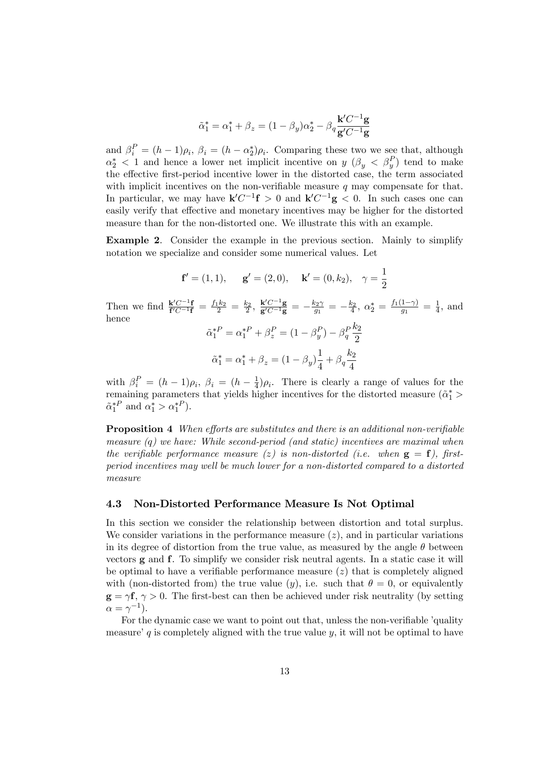$$\tilde{\alpha}_1^* = \alpha_1^* + \beta_z = (1 - \beta_y)\alpha_2^* - \beta_q \frac{\mathbf{k}' C^{-1} \mathbf{g}}{\mathbf{g}' C^{-1} \mathbf{g}}$$

and $\beta_i^P = (h-1)\rho_i$, $\beta_i = (h - \alpha_2^*)\rho_i$. Comparing these two we see that, although $\alpha_2^* < 1$ and hence a lower net implicit incentive on $y$ ($\beta_y < \beta_y^P$) tend to make the effective first-period incentive lower in the distorted case, the term associated with implicit incentives on the non-verifiable measure $q$ may compensate for that. In particular, we may have $\mathbf{k}' C^{-1} \mathbf{f} > 0$ and $\mathbf{k}' C^{-1} \mathbf{g} < 0$. In such cases one can easily verify that effective and monetary incentives may be higher for the distorted measure than for the non-distorted one. We illustrate this with an example.

**Example 2**. Consider the example in the previous section. Mainly to simplify notation we specialize and consider some numerical values. Let

$$\mathbf{f}' = (1, 1), \quad \mathbf{g}' = (2, 0), \quad \mathbf{k}' = (0, k_2), \quad \gamma = \frac{1}{2}$$

Then we find $\frac{\mathbf{k}' C^{-1} \mathbf{f}}{\mathbf{f}' C^{-1} \mathbf{f}} = \frac{f_1 k_2}{2} = \frac{k_2}{2}$, $\frac{\mathbf{k}' C^{-1} \mathbf{g}}{\mathbf{g}' C^{-1} \mathbf{g}} = -\frac{k_2 \gamma}{g_1} = -\frac{k_2}{4}$, $\alpha_2^* = \frac{f_1(1-\gamma)}{g_1} = \frac{1}{4}$, and hence

$$\tilde{\alpha}_1^{*P} = \alpha_1^{*P} + \beta_z^P = (1 - \beta_y^P) - \beta_q^P \frac{k_2}{2}$$

$$\tilde{\alpha}_1^* = \alpha_1^* + \beta_z = (1 - \beta_y)\frac{1}{4} + \beta_q \frac{k_2}{4}$$

with $\beta_i^P = (h-1)\rho_i$, $\beta_i = (h - \frac{1}{4})\rho_i$. There is clearly a range of values for the remaining parameters that yields higher incentives for the distorted measure ($\tilde{\alpha}_1^* > \tilde{\alpha}_1^{*P}$ and $\alpha_1^* > \alpha_1^{*P}$).

**Proposition 4** *When efforts are substitutes and there is an additional non-verifiable measure ($q$) we have: While second-period (and static) incentives are maximal when the verifiable performance measure ($z$) is non-distorted (i.e. when $\mathbf{g} = \mathbf{f}$), first-period incentives may well be much lower for a non-distorted compared to a distorted measure*

### 4.3 Non-Distorted Performance Measure Is Not Optimal

In this section we consider the relationship between distortion and total surplus. We consider variations in the performance measure ($z$), and in particular variations in its degree of distortion from the true value, as measured by the angle $\theta$ between vectors $\mathbf{g}$ and $\mathbf{f}$. To simplify we consider risk neutral agents. In a static case it will be optimal to have a verifiable performance measure ($z$) that is completely aligned with (non-distorted from) the true value ($y$), i.e. such that $\theta = 0$, or equivalently $\mathbf{g} = \gamma \mathbf{f}$, $\gamma > 0$. The first-best can then be achieved under risk neutrality (by setting $\alpha = \gamma^{-1}$).

For the dynamic case we want to point out that, unless the non-verifiable 'quality measure' $q$ is completely aligned with the true value $y$, it will not be optimal to have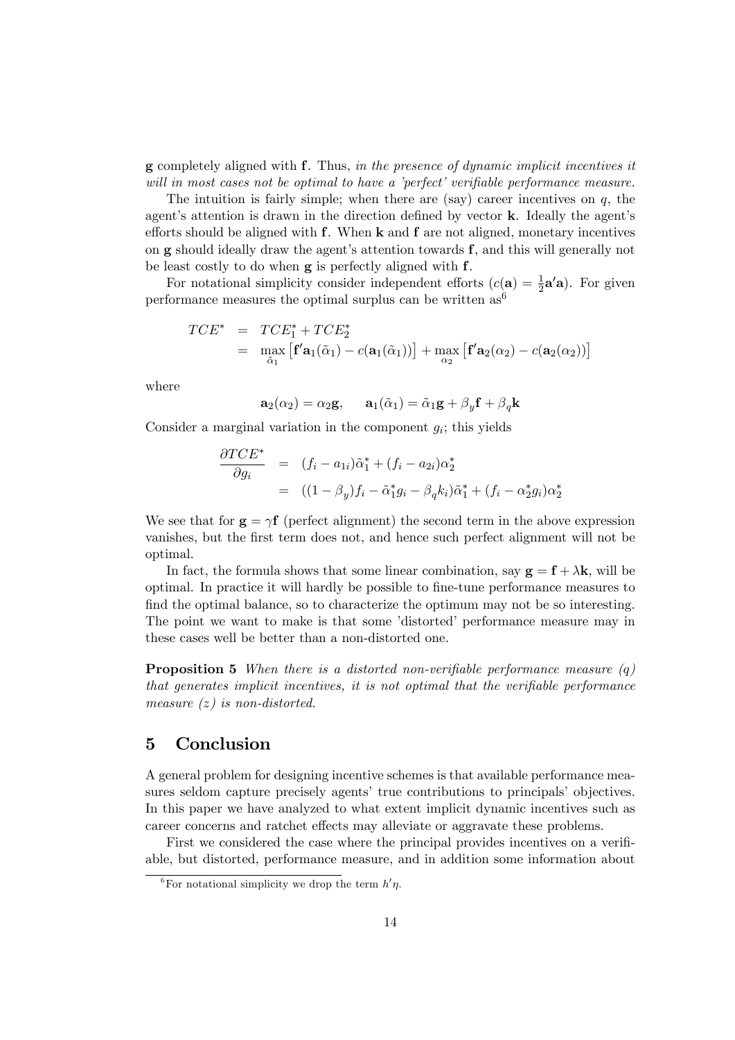**g** completely aligned with **f**. Thus, *in the presence of dynamic implicit incentives it will in most cases not be optimal to have a 'perfect' verifiable performance measure.*

The intuition is fairly simple; when there are (say) career incentives on $q$, the agent's attention is drawn in the direction defined by vector **k**. Ideally the agent's efforts should be aligned with **f**. When **k** and **f** are not aligned, monetary incentives on **g** should ideally draw the agent's attention towards **f**, and this will generally not be least costly to do when **g** is perfectly aligned with **f**.

For notational simplicity consider independent efforts ($c(\mathbf{a}) = \frac{1}{2}\mathbf{a}'\mathbf{a}$). For given performance measures the optimal surplus can be written as[6]

$$
\begin{aligned}
TCE^* &= TCE_1^* + TCE_2^* \\
&= \max_{\tilde{\alpha}_1} \left[ \mathbf{f}'\mathbf{a}_1(\tilde{\alpha}_1) - c(\mathbf{a}_1(\tilde{\alpha}_1)) \right] + \max_{\alpha_2} \left[ \mathbf{f}'\mathbf{a}_2(\alpha_2) - c(\mathbf{a}_2(\alpha_2)) \right]
\end{aligned}
$$

where

$$
\mathbf{a}_2(\alpha_2) = \alpha_2 \mathbf{g}, \qquad \mathbf{a}_1(\tilde{\alpha}_1) = \tilde{\alpha}_1 \mathbf{g} + \beta_y \mathbf{f} + \beta_q \mathbf{k}
$$

Consider a marginal variation in the component $g_i$; this yields

$$
\begin{aligned}
\frac{\partial TCE^*}{\partial g_i} &= (f_i - a_{1i})\tilde{\alpha}_1^* + (f_i - a_{2i})\alpha_2^* \\
&= ((1 - \beta_y) f_i - \tilde{\alpha}_1^* g_i - \beta_q k_i)\tilde{\alpha}_1^* + (f_i - \alpha_2^* g_i)\alpha_2^*
\end{aligned}
$$

We see that for $\mathbf{g} = \gamma \mathbf{f}$ (perfect alignment) the second term in the above expression vanishes, but the first term does not, and hence such perfect alignment will not be optimal.

In fact, the formula shows that some linear combination, say $\mathbf{g} = \mathbf{f} + \lambda \mathbf{k}$, will be optimal. In practice it will hardly be possible to fine-tune performance measures to find the optimal balance, so to characterize the optimum may not be so interesting. The point we want to make is that some 'distorted' performance measure may in these cases well be better than a non-distorted one.

**Proposition 5** *When there is a distorted non-verifiable performance measure ($q$) that generates implicit incentives, it is not optimal that the verifiable performance measure ($z$) is non-distorted.*

## 5 Conclusion

A general problem for designing incentive schemes is that available performance measures seldom capture precisely agents' true contributions to principals' objectives. In this paper we have analyzed to what extent implicit dynamic incentives such as career concerns and ratchet effects may alleviate or aggravate these problems.

First we considered the case where the principal provides incentives on a verifiable, but distorted, performance measure, and in addition some information about

[6] For notational simplicity we drop the term $h'\eta$.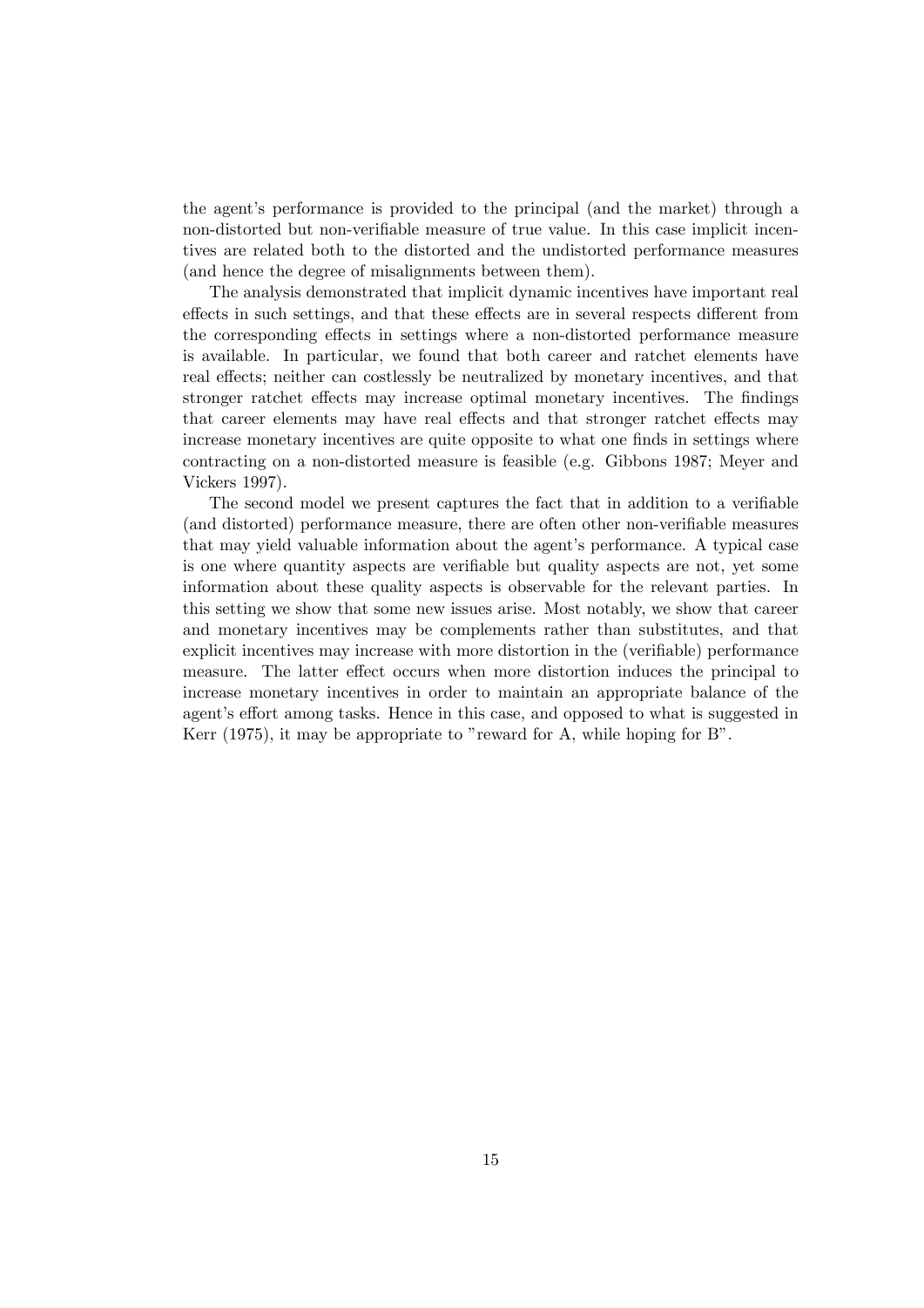the agent's performance is provided to the principal (and the market) through a non-distorted but non-verifiable measure of true value. In this case implicit incentives are related both to the distorted and the undistorted performance measures (and hence the degree of misalignments between them).

The analysis demonstrated that implicit dynamic incentives have important real effects in such settings, and that these effects are in several respects different from the corresponding effects in settings where a non-distorted performance measure is available. In particular, we found that both career and ratchet elements have real effects; neither can costlessly be neutralized by monetary incentives, and that stronger ratchet effects may increase optimal monetary incentives. The findings that career elements may have real effects and that stronger ratchet effects may increase monetary incentives are quite opposite to what one finds in settings where contracting on a non-distorted measure is feasible (e.g. Gibbons 1987; Meyer and Vickers 1997).

The second model we present captures the fact that in addition to a verifiable (and distorted) performance measure, there are often other non-verifiable measures that may yield valuable information about the agent's performance. A typical case is one where quantity aspects are verifiable but quality aspects are not, yet some information about these quality aspects is observable for the relevant parties. In this setting we show that some new issues arise. Most notably, we show that career and monetary incentives may be complements rather than substitutes, and that explicit incentives may increase with more distortion in the (verifiable) performance measure. The latter effect occurs when more distortion induces the principal to increase monetary incentives in order to maintain an appropriate balance of the agent's effort among tasks. Hence in this case, and opposed to what is suggested in Kerr (1975), it may be appropriate to "reward for A, while hoping for B".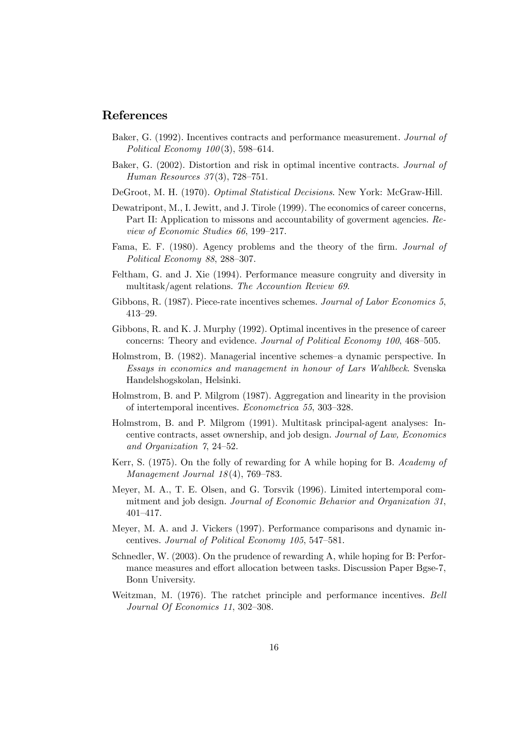## References

Baker, G. (1992). Incentives contracts and performance measurement. *Journal of Political Economy 100*(3), 598–614.

Baker, G. (2002). Distortion and risk in optimal incentive contracts. *Journal of Human Resources 37*(3), 728–751.

DeGroot, M. H. (1970). *Optimal Statistical Decisions*. New York: McGraw-Hill.

Dewatripont, M., I. Jewitt, and J. Tirole (1999). The economics of career concerns, Part II: Application to missons and accountability of goverment agencies. *Review of Economic Studies 66*, 199–217.

Fama, E. F. (1980). Agency problems and the theory of the firm. *Journal of Political Economy 88*, 288–307.

Feltham, G. and J. Xie (1994). Performance measure congruity and diversity in multitask/agent relations. *The Accountion Review 69*.

Gibbons, R. (1987). Piece-rate incentives schemes. *Journal of Labor Economics 5*, 413–29.

Gibbons, R. and K. J. Murphy (1992). Optimal incentives in the presence of career concerns: Theory and evidence. *Journal of Political Economy 100*, 468–505.

Holmstrom, B. (1982). Managerial incentive schemes–a dynamic perspective. In *Essays in economics and management in honour of Lars Wahlbeck*. Svenska Handelshogskolan, Helsinki.

Holmstrom, B. and P. Milgrom (1987). Aggregation and linearity in the provision of intertemporal incentives. *Econometrica 55*, 303–328.

Holmstrom, B. and P. Milgrom (1991). Multitask principal-agent analyses: Incentive contracts, asset ownership, and job design. *Journal of Law, Economics and Organization 7*, 24–52.

Kerr, S. (1975). On the folly of rewarding for A while hoping for B. *Academy of Management Journal 18*(4), 769–783.

Meyer, M. A., T. E. Olsen, and G. Torsvik (1996). Limited intertemporal commitment and job design. *Journal of Economic Behavior and Organization 31*, 401–417.

Meyer, M. A. and J. Vickers (1997). Performance comparisons and dynamic incentives. *Journal of Political Economy 105*, 547–581.

Schnedler, W. (2003). On the prudence of rewarding A, while hoping for B: Performance measures and effort allocation between tasks. Discussion Paper Bgse-7, Bonn University.

Weitzman, M. (1976). The ratchet principle and performance incentives. *Bell Journal Of Economics 11*, 302–308.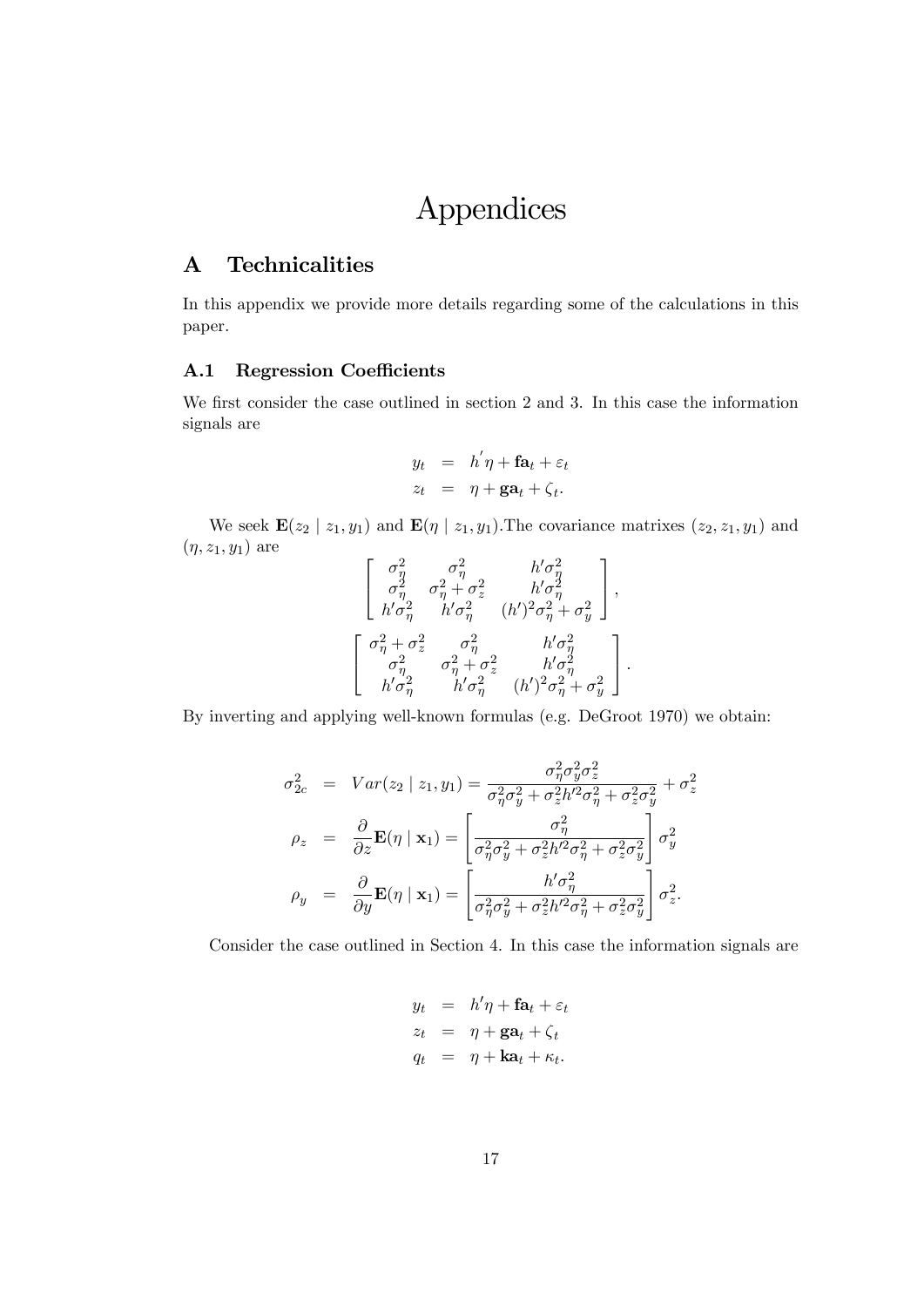# Appendices

## A Technicalities

In this appendix we provide more details regarding some of the calculations in this paper.

### A.1 Regression Coefficients

We first consider the case outlined in section 2 and 3. In this case the information signals are

$$
\begin{aligned}
y_t &= h^{'}\eta + \mathbf{fa}_t + \varepsilon_t \\
z_t &= \eta + \mathbf{ga}_t + \zeta_t.
\end{aligned}
$$

We seek $\mathbf{E}(z_2 \mid z_1, y_1)$ and $\mathbf{E}(\eta \mid z_1, y_1)$.The covariance matrixes $(z_2, z_1, y_1)$ and $(\eta, z_1, y_1)$ are

$$
\begin{bmatrix}
\sigma_\eta^2 & \sigma_\eta^2 & h'\sigma_\eta^2 \\
\sigma_\eta^2 & \sigma_\eta^2 + \sigma_z^2 & h'\sigma_\eta^2 \\
h'\sigma_\eta^2 & h'\sigma_\eta^2 & (h')^2\sigma_\eta^2 + \sigma_y^2
\end{bmatrix},
$$

$$
\begin{bmatrix}
\sigma_\eta^2 + \sigma_z^2 & \sigma_\eta^2 & h'\sigma_\eta^2 \\
\sigma_\eta^2 & \sigma_\eta^2 + \sigma_z^2 & h'\sigma_\eta^2 \\
h'\sigma_\eta^2 & h'\sigma_\eta^2 & (h')^2\sigma_\eta^2 + \sigma_y^2
\end{bmatrix}.
$$

By inverting and applying well-known formulas (e.g. DeGroot 1970) we obtain:

$$
\begin{aligned}
\sigma_{2c}^2 &= Var(z_2 \mid z_1, y_1) = \frac{\sigma_\eta^2 \sigma_y^2 \sigma_z^2}{\sigma_\eta^2 \sigma_y^2 + \sigma_z^2 h'^2 \sigma_\eta^2 + \sigma_z^2 \sigma_y^2} + \sigma_z^2 \\
\rho_z &= \frac{\partial}{\partial z}\mathbf{E}(\eta \mid \mathbf{x}_1) = \left[\frac{\sigma_\eta^2}{\sigma_\eta^2 \sigma_y^2 + \sigma_z^2 h'^2 \sigma_\eta^2 + \sigma_z^2 \sigma_y^2}\right]\sigma_y^2 \\
\rho_y &= \frac{\partial}{\partial y}\mathbf{E}(\eta \mid \mathbf{x}_1) = \left[\frac{h'\sigma_\eta^2}{\sigma_\eta^2 \sigma_y^2 + \sigma_z^2 h'^2 \sigma_\eta^2 + \sigma_z^2 \sigma_y^2}\right]\sigma_z^2.
\end{aligned}
$$

Consider the case outlined in Section 4. In this case the information signals are

$$
\begin{aligned}
y_t &= h'\eta + \mathbf{fa}_t + \varepsilon_t \\
z_t &= \eta + \mathbf{ga}_t + \zeta_t \\
q_t &= \eta + \mathbf{ka}_t + \kappa_t.
\end{aligned}
$$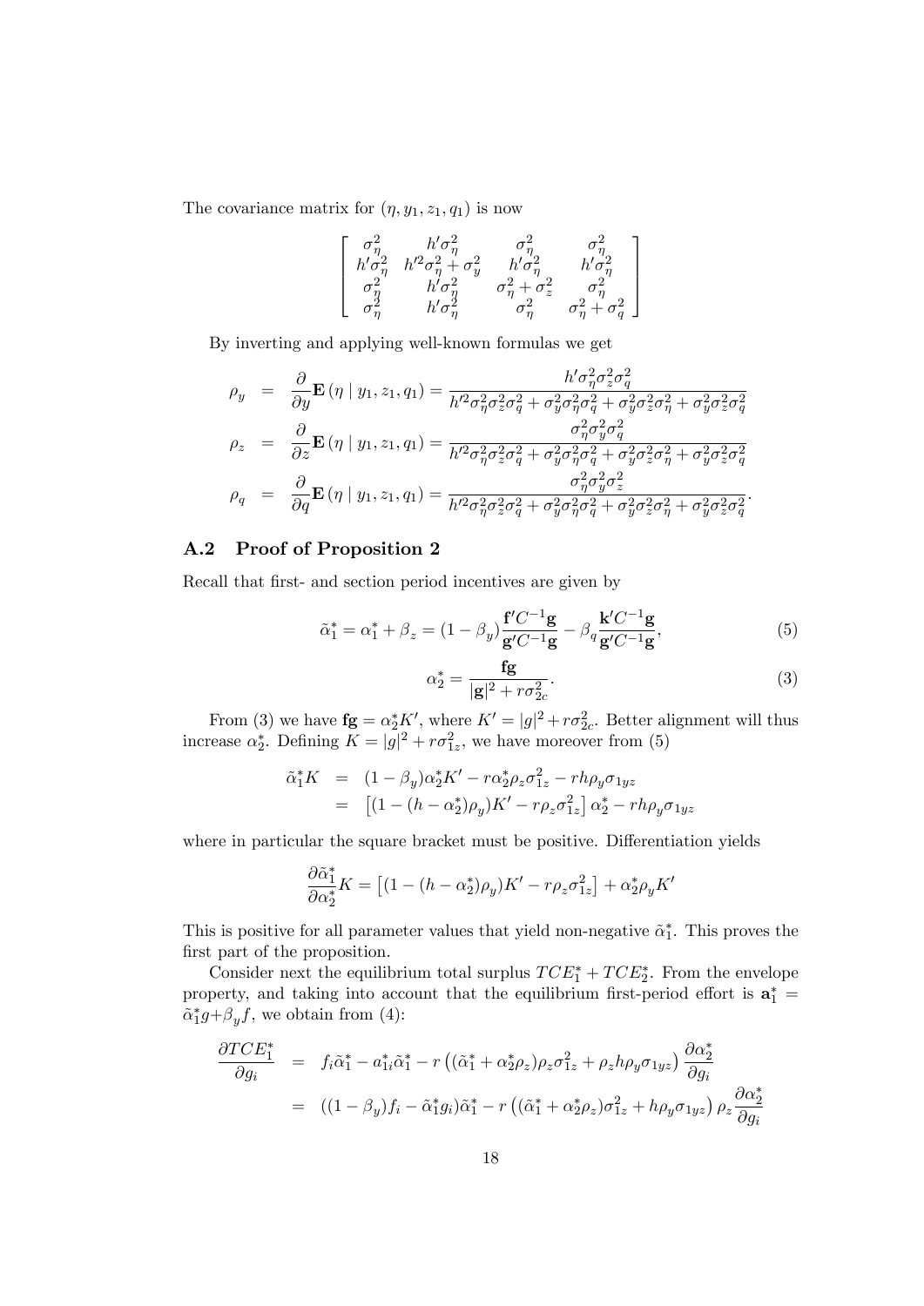The covariance matrix for $(\eta, y_1, z_1, q_1)$ is now

$$
\left[\begin{array}{cccc}
\sigma_\eta^2 & h'\sigma_\eta^2 & \sigma_\eta^2 & \sigma_\eta^2 \\
h'\sigma_\eta^2 & h'^2\sigma_\eta^2 + \sigma_y^2 & h'\sigma_\eta^2 & h'\sigma_\eta^2 \\
\sigma_\eta^2 & h'\sigma_\eta^2 & \sigma_\eta^2 + \sigma_z^2 & \sigma_\eta^2 \\
\sigma_\eta^2 & h'\sigma_\eta^2 & \sigma_\eta^2 & \sigma_\eta^2 + \sigma_q^2
\end{array}\right]
$$

By inverting and applying well-known formulas we get

$$
\begin{aligned}
\rho_y &= \frac{\partial}{\partial y}\mathbf{E}\left(\eta \mid y_1, z_1, q_1\right) = \frac{h'\sigma_\eta^2\sigma_z^2\sigma_q^2}{h'^2\sigma_\eta^2\sigma_z^2\sigma_q^2 + \sigma_y^2\sigma_\eta^2\sigma_q^2 + \sigma_y^2\sigma_z^2\sigma_\eta^2 + \sigma_y^2\sigma_z^2\sigma_q^2} \\
\rho_z &= \frac{\partial}{\partial z}\mathbf{E}\left(\eta \mid y_1, z_1, q_1\right) = \frac{\sigma_\eta^2\sigma_y^2\sigma_q^2}{h'^2\sigma_\eta^2\sigma_z^2\sigma_q^2 + \sigma_y^2\sigma_\eta^2\sigma_q^2 + \sigma_y^2\sigma_z^2\sigma_\eta^2 + \sigma_y^2\sigma_z^2\sigma_q^2} \\
\rho_q &= \frac{\partial}{\partial q}\mathbf{E}\left(\eta \mid y_1, z_1, q_1\right) = \frac{\sigma_\eta^2\sigma_y^2\sigma_z^2}{h'^2\sigma_\eta^2\sigma_z^2\sigma_q^2 + \sigma_y^2\sigma_\eta^2\sigma_q^2 + \sigma_y^2\sigma_z^2\sigma_\eta^2 + \sigma_y^2\sigma_z^2\sigma_q^2}.
\end{aligned}
$$

## A.2 Proof of Proposition 2

Recall that first- and section period incentives are given by

$$
\tilde{\alpha}_1^* = \alpha_1^* + \beta_z = (1-\beta_y)\frac{\mathbf{f}'C^{-1}\mathbf{g}}{\mathbf{g}'C^{-1}\mathbf{g}} - \beta_q\frac{\mathbf{k}'C^{-1}\mathbf{g}}{\mathbf{g}'C^{-1}\mathbf{g}}, \tag{5}
$$

$$
\alpha_2^* = \frac{\mathbf{fg}}{|\mathbf{g}|^2 + r\sigma_{2c}^2}. \tag{3}
$$

From (3) we have $\mathbf{fg} = \alpha_2^* K'$, where $K' = |g|^2 + r\sigma_{2c}^2$. Better alignment will thus increase $\alpha_2^*$. Defining $K = |g|^2 + r\sigma_{1z}^2$, we have moreover from (5)

$$
\begin{aligned}
\tilde{\alpha}_1^* K &= (1-\beta_y)\alpha_2^* K' - r\alpha_2^*\rho_z\sigma_{1z}^2 - rh\rho_y\sigma_{1yz} \\
&= \left[(1-(h-\alpha_2^*)\rho_y)K' - r\rho_z\sigma_{1z}^2\right]\alpha_2^* - rh\rho_y\sigma_{1yz}
\end{aligned}
$$

where in particular the square bracket must be positive. Differentiation yields

$$
\frac{\partial\tilde{\alpha}_1^*}{\partial\alpha_2^*}K = \left[(1-(h-\alpha_2^*)\rho_y)K' - r\rho_z\sigma_{1z}^2\right] + \alpha_2^*\rho_y K'
$$

This is positive for all parameter values that yield non-negative $\tilde{\alpha}_1^*$. This proves the first part of the proposition.

Consider next the equilibrium total surplus $TCE_1^* + TCE_2^*$. From the envelope property, and taking into account that the equilibrium first-period effort is $\mathbf{a}_1^* = \tilde{\alpha}_1^* g + \beta_y f$, we obtain from (4):

$$
\begin{aligned}
\frac{\partial TCE_1^*}{\partial g_i} &= f_i\tilde{\alpha}_1^* - a_{1i}^*\tilde{\alpha}_1^* - r\left((\tilde{\alpha}_1^* + \alpha_2^*\rho_z)\rho_z\sigma_{1z}^2 + \rho_z h\rho_y\sigma_{1yz}\right)\frac{\partial\alpha_2^*}{\partial g_i} \\
&= ((1-\beta_y)f_i - \tilde{\alpha}_1^* g_i)\tilde{\alpha}_1^* - r\left((\tilde{\alpha}_1^* + \alpha_2^*\rho_z)\sigma_{1z}^2 + h\rho_y\sigma_{1yz}\right)\rho_z\frac{\partial\alpha_2^*}{\partial g_i}
\end{aligned}
$$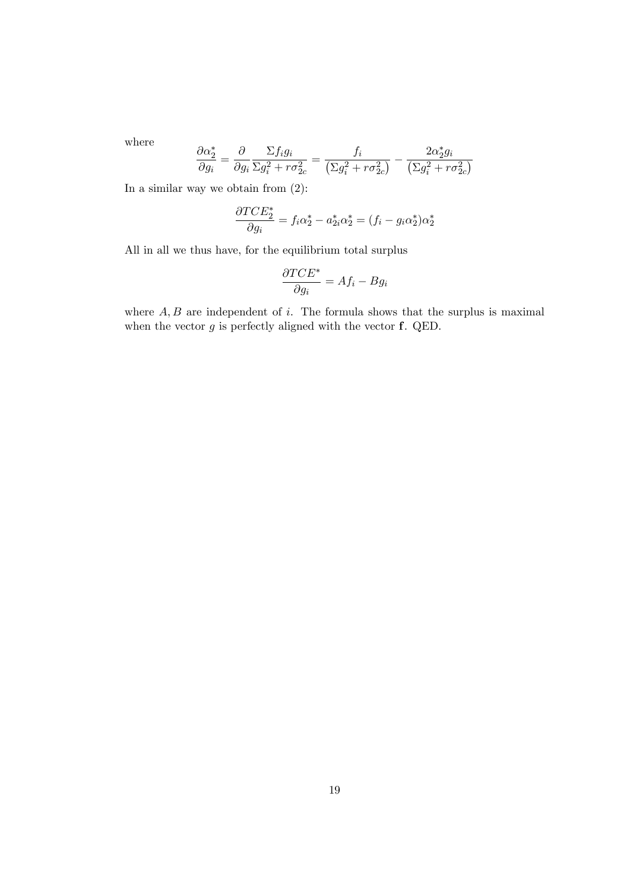where
$$\frac{\partial \alpha_2^*}{\partial g_i} = \frac{\partial}{\partial g_i} \frac{\Sigma f_i g_i}{\Sigma g_i^2 + r\sigma_{2c}^2} = \frac{f_i}{\left(\Sigma g_i^2 + r\sigma_{2c}^2\right)} - \frac{2\alpha_2^* g_i}{\left(\Sigma g_i^2 + r\sigma_{2c}^2\right)}$$

In a similar way we obtain from (2):

$$\frac{\partial TCE_2^*}{\partial g_i} = f_i \alpha_2^* - a_{2i}^* \alpha_2^* = (f_i - g_i \alpha_2^*)\alpha_2^*$$

All in all we thus have, for the equilibrium total surplus

$$\frac{\partial TCE^*}{\partial g_i} = Af_i - Bg_i$$

where $A, B$ are independent of $i$. The formula shows that the surplus is maximal when the vector $g$ is perfectly aligned with the vector $\mathbf{f}$. QED.